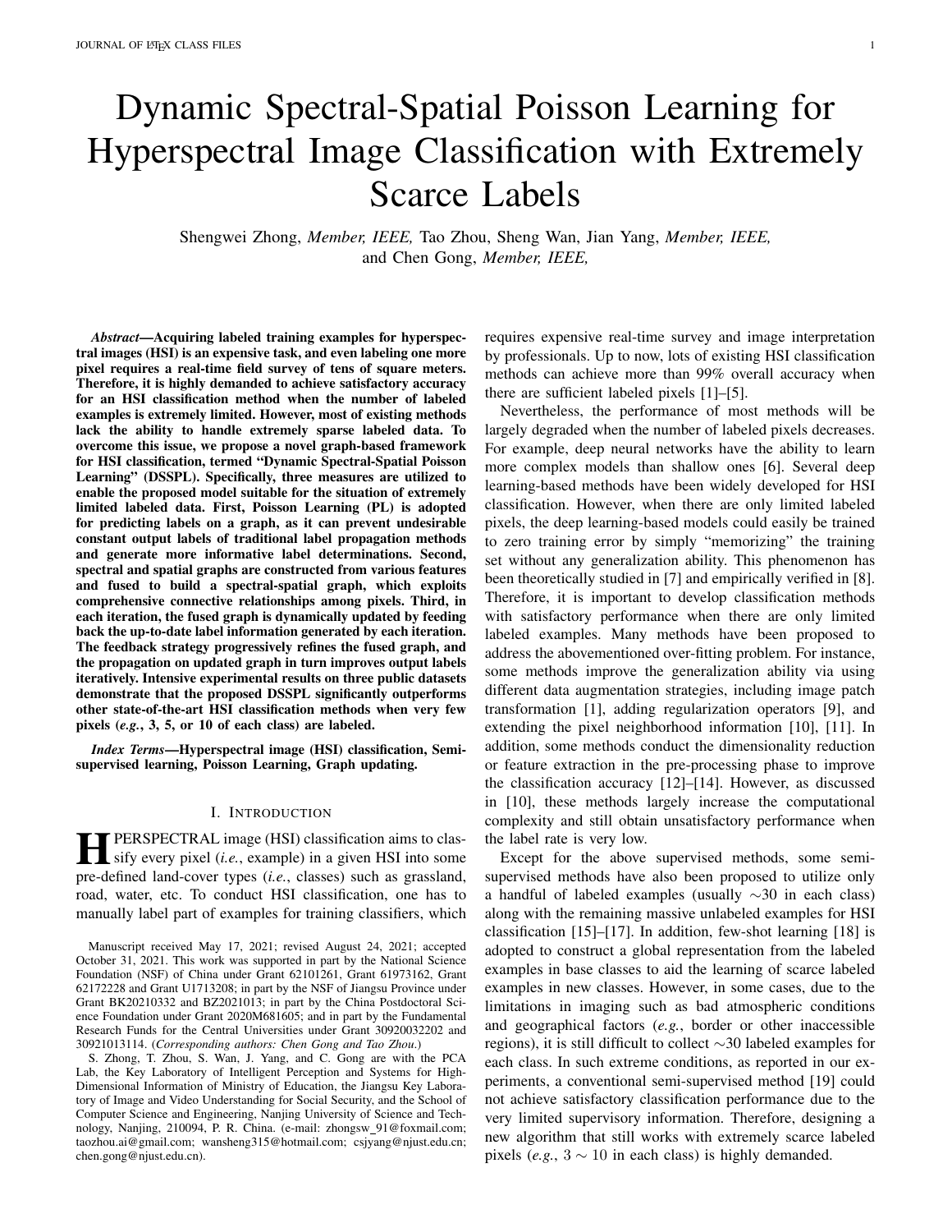# Dynamic Spectral-Spatial Poisson Learning for Hyperspectral Image Classification with Extremely Scarce Labels

Shengwei Zhong, *Member, IEEE,* Tao Zhou, Sheng Wan, Jian Yang, *Member, IEEE,* and Chen Gong, *Member, IEEE,*

***Abstract*—Acquiring labeled training examples for hyperspectral images (HSI) is an expensive task, and even labeling one more pixel requires a real-time field survey of tens of square meters. Therefore, it is highly demanded to achieve satisfactory accuracy for an HSI classification method when the number of labeled examples is extremely limited. However, most of existing methods lack the ability to handle extremely sparse labeled data. To overcome this issue, we propose a novel graph-based framework for HSI classification, termed "Dynamic Spectral-Spatial Poisson Learning" (DSSPL). Specifically, three measures are utilized to enable the proposed model suitable for the situation of extremely limited labeled data. First, Poisson Learning (PL) is adopted for predicting labels on a graph, as it can prevent undesirable constant output labels of traditional label propagation methods and generate more informative label determinations. Second, spectral and spatial graphs are constructed from various features and fused to build a spectral-spatial graph, which exploits comprehensive connective relationships among pixels. Third, in each iteration, the fused graph is dynamically updated by feeding back the up-to-date label information generated by each iteration. The feedback strategy progressively refines the fused graph, and the propagation on updated graph in turn improves output labels iteratively. Intensive experimental results on three public datasets demonstrate that the proposed DSSPL significantly outperforms other state-of-the-art HSI classification methods when very few pixels (*e.g.*, 3, 5, or 10 of each class) are labeled.**

***Index Terms*—Hyperspectral image (HSI) classification, Semi-supervised learning, Poisson Learning, Graph updating.**

## I. Introduction

HPERSPECTRAL image (HSI) classification aims to classify every pixel (*i.e.*, example) in a given HSI into some pre-defined land-cover types (*i.e.*, classes) such as grassland, road, water, etc. To conduct HSI classification, one has to manually label part of examples for training classifiers, which requires expensive real-time survey and image interpretation by professionals. Up to now, lots of existing HSI classification methods can achieve more than 99% overall accuracy when there are sufficient labeled pixels [1]–[5].

Nevertheless, the performance of most methods will be largely degraded when the number of labeled pixels decreases. For example, deep neural networks have the ability to learn more complex models than shallow ones [6]. Several deep learning-based methods have been widely developed for HSI classification. However, when there are only limited labeled pixels, the deep learning-based models could easily be trained to zero training error by simply "memorizing" the training set without any generalization ability. This phenomenon has been theoretically studied in [7] and empirically verified in [8]. Therefore, it is important to develop classification methods with satisfactory performance when there are only limited labeled examples. Many methods have been proposed to address the abovementioned over-fitting problem. For instance, some methods improve the generalization ability via using different data augmentation strategies, including image patch transformation [1], adding regularization operators [9], and extending the pixel neighborhood information [10], [11]. In addition, some methods conduct the dimensionality reduction or feature extraction in the pre-processing phase to improve the classification accuracy [12]–[14]. However, as discussed in [10], these methods largely increase the computational complexity and still obtain unsatisfactory performance when the label rate is very low.

Except for the above supervised methods, some semi-supervised methods have also been proposed to utilize only a handful of labeled examples (usually $\sim$30 in each class) along with the remaining massive unlabeled examples for HSI classification [15]–[17]. In addition, few-shot learning [18] is adopted to construct a global representation from the labeled examples in base classes to aid the learning of scarce labeled examples in new classes. However, in some cases, due to the limitations in imaging such as bad atmospheric conditions and geographical factors (*e.g.*, border or other inaccessible regions), it is still difficult to collect $\sim$30 labeled examples for each class. In such extreme conditions, as reported in our experiments, a conventional semi-supervised method [19] could not achieve satisfactory classification performance due to the very limited supervisory information. Therefore, designing a new algorithm that still works with extremely scarce labeled pixels (*e.g.*, $3 \sim 10$ in each class) is highly demanded.

Manuscript received May 17, 2021; revised August 24, 2021; accepted October 31, 2021. This work was supported in part by the National Science Foundation (NSF) of China under Grant 62101261, Grant 61973162, Grant 62172228 and Grant U1713208; in part by the NSF of Jiangsu Province under Grant BK20210332 and BZ2021013; in part by the China Postdoctoral Science Foundation under Grant 2020M681605; and in part by the Fundamental Research Funds for the Central Universities under Grant 30920032202 and 30921013114. (*Corresponding authors: Chen Gong and Tao Zhou.*)

S. Zhong, T. Zhou, S. Wan, J. Yang, and C. Gong are with the PCA Lab, the Key Laboratory of Intelligent Perception and Systems for High-Dimensional Information of Ministry of Education, the Jiangsu Key Laboratory of Image and Video Understanding for Social Security, and the School of Computer Science and Engineering, Nanjing University of Science and Technology, Nanjing, 210094, P. R. China. (e-mail: zhongsw_91@foxmail.com; taozhou.ai@gmail.com; wansheng315@hotmail.com; csjyang@njust.edu.cn; chen.gong@njust.edu.cn).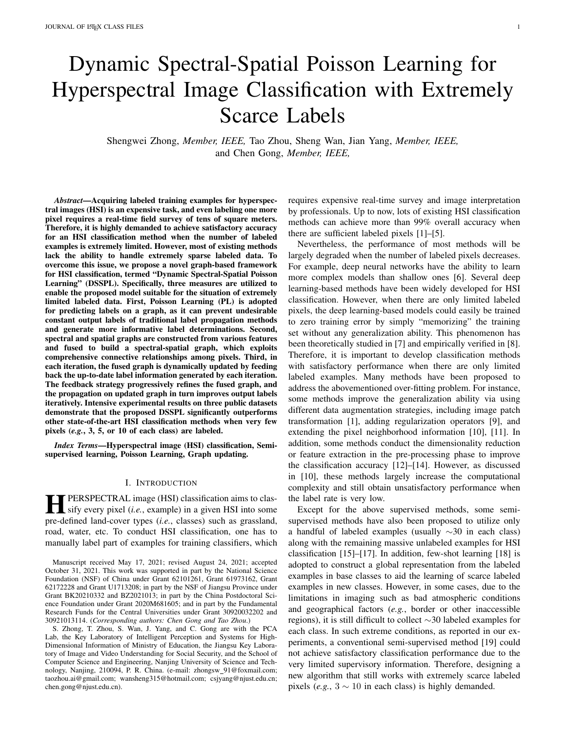# Dynamic Spectral-Spatial Poisson Learning for Hyperspectral Image Classification with Extremely Scarce Labels

Shengwei Zhong, *Member, IEEE,* Tao Zhou, Sheng Wan, Jian Yang, *Member, IEEE,* and Chen Gong, *Member, IEEE,*

***Abstract*—Acquiring labeled training examples for hyperspectral images (HSI) is an expensive task, and even labeling one more pixel requires a real-time field survey of tens of square meters. Therefore, it is highly demanded to achieve satisfactory accuracy for an HSI classification method when the number of labeled examples is extremely limited. However, most of existing methods lack the ability to handle extremely sparse labeled data. To overcome this issue, we propose a novel graph-based framework for HSI classification, termed "Dynamic Spectral-Spatial Poisson Learning" (DSSPL). Specifically, three measures are utilized to enable the proposed model suitable for the situation of extremely limited labeled data. First, Poisson Learning (PL) is adopted for predicting labels on a graph, as it can prevent undesirable constant output labels of traditional label propagation methods and generate more informative label determinations. Second, spectral and spatial graphs are constructed from various features and fused to build a spectral-spatial graph, which exploits comprehensive connective relationships among pixels. Third, in each iteration, the fused graph is dynamically updated by feeding back the up-to-date label information generated by each iteration. The feedback strategy progressively refines the fused graph, and the propagation on updated graph in turn improves output labels iteratively. Intensive experimental results on three public datasets demonstrate that the proposed DSSPL significantly outperforms other state-of-the-art HSI classification methods when very few pixels (*e.g.*, 3, 5, or 10 of each class) are labeled.**

***Index Terms*—Hyperspectral image (HSI) classification, Semi-supervised learning, Poisson Learning, Graph updating.**

## I. Introduction

HYPERSPECTRAL image (HSI) classification aims to classify every pixel (*i.e.*, example) in a given HSI into some pre-defined land-cover types (*i.e.*, classes) such as grassland, road, water, etc. To conduct HSI classification, one has to manually label part of examples for training classifiers, which requires expensive real-time survey and image interpretation by professionals. Up to now, lots of existing HSI classification methods can achieve more than 99% overall accuracy when there are sufficient labeled pixels [1]–[5].

Nevertheless, the performance of most methods will be largely degraded when the number of labeled pixels decreases. For example, deep neural networks have the ability to learn more complex models than shallow ones [6]. Several deep learning-based methods have been widely developed for HSI classification. However, when there are only limited labeled pixels, the deep learning-based models could easily be trained to zero training error by simply "memorizing" the training set without any generalization ability. This phenomenon has been theoretically studied in [7] and empirically verified in [8]. Therefore, it is important to develop classification methods with satisfactory performance when there are only limited labeled examples. Many methods have been proposed to address the abovementioned over-fitting problem. For instance, some methods improve the generalization ability via using different data augmentation strategies, including image patch transformation [1], adding regularization operators [9], and extending the pixel neighborhood information [10], [11]. In addition, some methods conduct the dimensionality reduction or feature extraction in the pre-processing phase to improve the classification accuracy [12]–[14]. However, as discussed in [10], these methods largely increase the computational complexity and still obtain unsatisfactory performance when the label rate is very low.

Except for the above supervised methods, some semi-supervised methods have also been proposed to utilize only a handful of labeled examples (usually $\sim$30 in each class) along with the remaining massive unlabeled examples for HSI classification [15]–[17]. In addition, few-shot learning [18] is adopted to construct a global representation from the labeled examples in base classes to aid the learning of scarce labeled examples in new classes. However, in some cases, due to the limitations in imaging such as bad atmospheric conditions and geographical factors (*e.g.*, border or other inaccessible regions), it is still difficult to collect $\sim$30 labeled examples for each class. In such extreme conditions, as reported in our experiments, a conventional semi-supervised method [19] could not achieve satisfactory classification performance due to the very limited supervisory information. Therefore, designing a new algorithm that still works with extremely scarce labeled pixels (*e.g.*, $3 \sim 10$ in each class) is highly demanded.

Manuscript received May 17, 2021; revised August 24, 2021; accepted October 31, 2021. This work was supported in part by the National Science Foundation (NSF) of China under Grant 62101261, Grant 61973162, Grant 62172228 and Grant U1713208; in part by the NSF of Jiangsu Province under Grant BK20210332 and BZ2021013; in part by the China Postdoctoral Science Foundation under Grant 2020M681605; and in part by the Fundamental Research Funds for the Central Universities under Grant 30920032202 and 30921013114. (*Corresponding authors: Chen Gong and Tao Zhou.*)

S. Zhong, T. Zhou, S. Wan, J. Yang, and C. Gong are with the PCA Lab, the Key Laboratory of Intelligent Perception and Systems for High-Dimensional Information of Ministry of Education, the Jiangsu Key Laboratory of Image and Video Understanding for Social Security, and the School of Computer Science and Engineering, Nanjing University of Science and Technology, Nanjing, 210094, P. R. China. (e-mail: zhongsw_91@foxmail.com; taozhou.ai@gmail.com; wansheng315@hotmail.com; csjyang@njust.edu.cn; chen.gong@njust.edu.cn).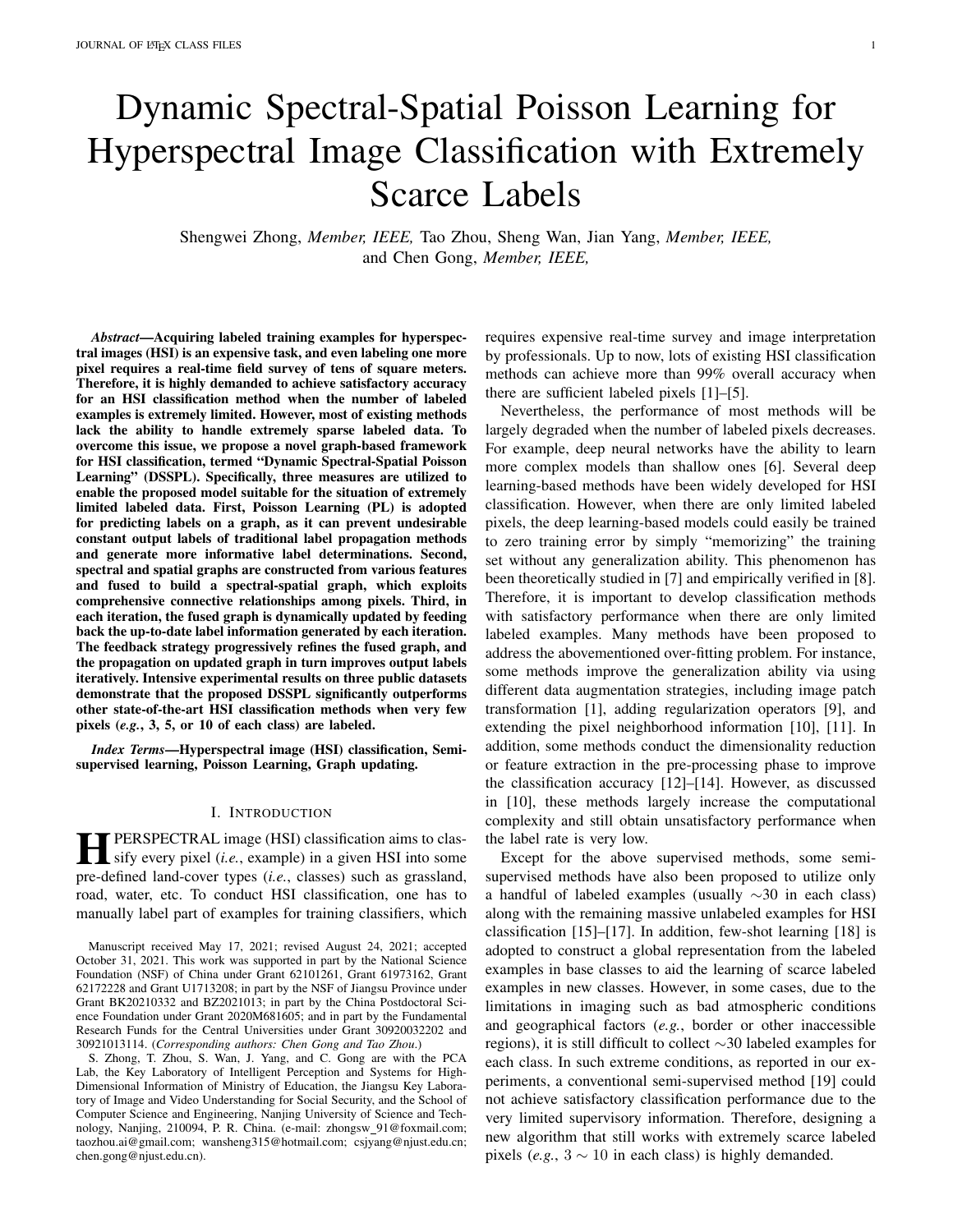# Dynamic Spectral-Spatial Poisson Learning for Hyperspectral Image Classification with Extremely Scarce Labels

Shengwei Zhong, *Member, IEEE,* Tao Zhou, Sheng Wan, Jian Yang, *Member, IEEE,* and Chen Gong, *Member, IEEE,*

***Abstract*—Acquiring labeled training examples for hyperspectral images (HSI) is an expensive task, and even labeling one more pixel requires a real-time field survey of tens of square meters. Therefore, it is highly demanded to achieve satisfactory accuracy for an HSI classification method when the number of labeled examples is extremely limited. However, most of existing methods lack the ability to handle extremely sparse labeled data. To overcome this issue, we propose a novel graph-based framework for HSI classification, termed "Dynamic Spectral-Spatial Poisson Learning" (DSSPL). Specifically, three measures are utilized to enable the proposed model suitable for the situation of extremely limited labeled data. First, Poisson Learning (PL) is adopted for predicting labels on a graph, as it can prevent undesirable constant output labels of traditional label propagation methods and generate more informative label determinations. Second, spectral and spatial graphs are constructed from various features and fused to build a spectral-spatial graph, which exploits comprehensive connective relationships among pixels. Third, in each iteration, the fused graph is dynamically updated by feeding back the up-to-date label information generated by each iteration. The feedback strategy progressively refines the fused graph, and the propagation on updated graph in turn improves output labels iteratively. Intensive experimental results on three public datasets demonstrate that the proposed DSSPL significantly outperforms other state-of-the-art HSI classification methods when very few pixels (*e.g.*, 3, 5, or 10 of each class) are labeled.**

***Index Terms*—Hyperspectral image (HSI) classification, Semi-supervised learning, Poisson Learning, Graph updating.**

## I. Introduction

**H**PERSPECTRAL image (HSI) classification aims to classify every pixel (*i.e.*, example) in a given HSI into some pre-defined land-cover types (*i.e.*, classes) such as grassland, road, water, etc. To conduct HSI classification, one has to manually label part of examples for training classifiers, which requires expensive real-time survey and image interpretation by professionals. Up to now, lots of existing HSI classification methods can achieve more than 99% overall accuracy when there are sufficient labeled pixels [1]–[5].

Nevertheless, the performance of most methods will be largely degraded when the number of labeled pixels decreases. For example, deep neural networks have the ability to learn more complex models than shallow ones [6]. Several deep learning-based methods have been widely developed for HSI classification. However, when there are only limited labeled pixels, the deep learning-based models could easily be trained to zero training error by simply "memorizing" the training set without any generalization ability. This phenomenon has been theoretically studied in [7] and empirically verified in [8]. Therefore, it is important to develop classification methods with satisfactory performance when there are only limited labeled examples. Many methods have been proposed to address the abovementioned over-fitting problem. For instance, some methods improve the generalization ability via using different data augmentation strategies, including image patch transformation [1], adding regularization operators [9], and extending the pixel neighborhood information [10], [11]. In addition, some methods conduct the dimensionality reduction or feature extraction in the pre-processing phase to improve the classification accuracy [12]–[14]. However, as discussed in [10], these methods largely increase the computational complexity and still obtain unsatisfactory performance when the label rate is very low.

Except for the above supervised methods, some semi-supervised methods have also been proposed to utilize only a handful of labeled examples (usually $\sim$30 in each class) along with the remaining massive unlabeled examples for HSI classification [15]–[17]. In addition, few-shot learning [18] is adopted to construct a global representation from the labeled examples in base classes to aid the learning of scarce labeled examples in new classes. However, in some cases, due to the limitations in imaging such as bad atmospheric conditions and geographical factors (*e.g.*, border or other inaccessible regions), it is still difficult to collect $\sim$30 labeled examples for each class. In such extreme conditions, as reported in our experiments, a conventional semi-supervised method [19] could not achieve satisfactory classification performance due to the very limited supervisory information. Therefore, designing a new algorithm that still works with extremely scarce labeled pixels (*e.g.*, $3 \sim 10$ in each class) is highly demanded.

Manuscript received May 17, 2021; revised August 24, 2021; accepted October 31, 2021. This work was supported in part by the National Science Foundation (NSF) of China under Grant 62101261, Grant 61973162, Grant 62172228 and Grant U1713208; in part by the NSF of Jiangsu Province under Grant BK20210332 and BZ2021013; in part by the China Postdoctoral Science Foundation under Grant 2020M681605; and in part by the Fundamental Research Funds for the Central Universities under Grant 30920032202 and 30921013114. (*Corresponding authors: Chen Gong and Tao Zhou.*)

S. Zhong, T. Zhou, S. Wan, J. Yang, and C. Gong are with the PCA Lab, the Key Laboratory of Intelligent Perception and Systems for High-Dimensional Information of Ministry of Education, the Jiangsu Key Laboratory of Image and Video Understanding for Social Security, and the School of Computer Science and Engineering, Nanjing University of Science and Technology, Nanjing, 210094, P. R. China. (e-mail: zhongsw_91@foxmail.com; taozhou.ai@gmail.com; wansheng315@hotmail.com; csjyang@njust.edu.cn; chen.gong@njust.edu.cn).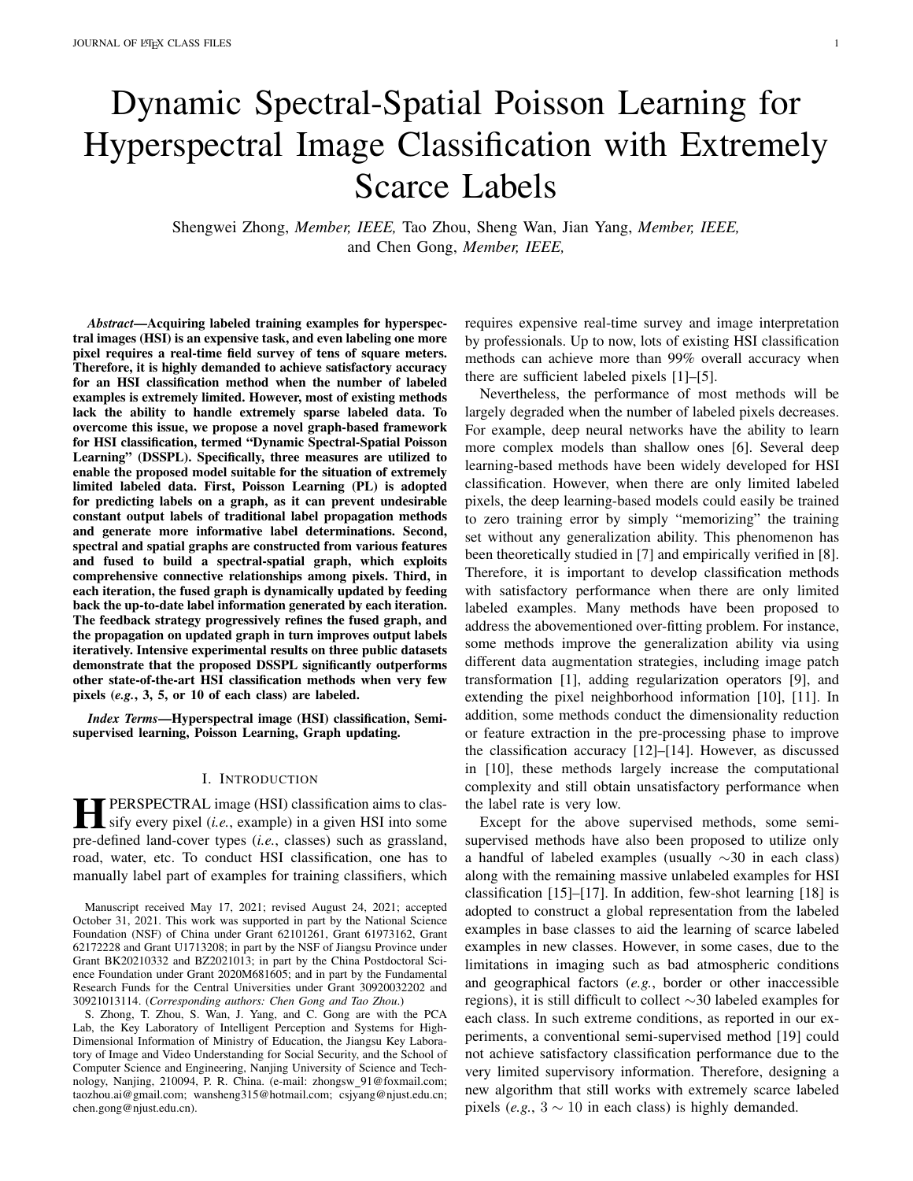# Dynamic Spectral-Spatial Poisson Learning for Hyperspectral Image Classification with Extremely Scarce Labels

Shengwei Zhong, *Member, IEEE,* Tao Zhou, Sheng Wan, Jian Yang, *Member, IEEE,* and Chen Gong, *Member, IEEE,*

***Abstract*—Acquiring labeled training examples for hyperspectral images (HSI) is an expensive task, and even labeling one more pixel requires a real-time field survey of tens of square meters. Therefore, it is highly demanded to achieve satisfactory accuracy for an HSI classification method when the number of labeled examples is extremely limited. However, most of existing methods lack the ability to handle extremely sparse labeled data. To overcome this issue, we propose a novel graph-based framework for HSI classification, termed "Dynamic Spectral-Spatial Poisson Learning" (DSSPL). Specifically, three measures are utilized to enable the proposed model suitable for the situation of extremely limited labeled data. First, Poisson Learning (PL) is adopted for predicting labels on a graph, as it can prevent undesirable constant output labels of traditional label propagation methods and generate more informative label determinations. Second, spectral and spatial graphs are constructed from various features and fused to build a spectral-spatial graph, which exploits comprehensive connective relationships among pixels. Third, in each iteration, the fused graph is dynamically updated by feeding back the up-to-date label information generated by each iteration. The feedback strategy progressively refines the fused graph, and the propagation on updated graph in turn improves output labels iteratively. Intensive experimental results on three public datasets demonstrate that the proposed DSSPL significantly outperforms other state-of-the-art HSI classification methods when very few pixels (*e.g.*, 3, 5, or 10 of each class) are labeled.**

***Index Terms*—Hyperspectral image (HSI) classification, Semi-supervised learning, Poisson Learning, Graph updating.**

## I. Introduction

**H**PERSPECTRAL image (HSI) classification aims to classify every pixel (*i.e.*, example) in a given HSI into some pre-defined land-cover types (*i.e.*, classes) such as grassland, road, water, etc. To conduct HSI classification, one has to manually label part of examples for training classifiers, which requires expensive real-time survey and image interpretation by professionals. Up to now, lots of existing HSI classification methods can achieve more than 99% overall accuracy when there are sufficient labeled pixels [1]–[5].

Nevertheless, the performance of most methods will be largely degraded when the number of labeled pixels decreases. For example, deep neural networks have the ability to learn more complex models than shallow ones [6]. Several deep learning-based methods have been widely developed for HSI classification. However, when there are only limited labeled pixels, the deep learning-based models could easily be trained to zero training error by simply "memorizing" the training set without any generalization ability. This phenomenon has been theoretically studied in [7] and empirically verified in [8]. Therefore, it is important to develop classification methods with satisfactory performance when there are only limited labeled examples. Many methods have been proposed to address the abovementioned over-fitting problem. For instance, some methods improve the generalization ability via using different data augmentation strategies, including image patch transformation [1], adding regularization operators [9], and extending the pixel neighborhood information [10], [11]. In addition, some methods conduct the dimensionality reduction or feature extraction in the pre-processing phase to improve the classification accuracy [12]–[14]. However, as discussed in [10], these methods largely increase the computational complexity and still obtain unsatisfactory performance when the label rate is very low.

Except for the above supervised methods, some semi-supervised methods have also been proposed to utilize only a handful of labeled examples (usually $\sim$30 in each class) along with the remaining massive unlabeled examples for HSI classification [15]–[17]. In addition, few-shot learning [18] is adopted to construct a global representation from the labeled examples in base classes to aid the learning of scarce labeled examples in new classes. However, in some cases, due to the limitations in imaging such as bad atmospheric conditions and geographical factors (*e.g.*, border or other inaccessible regions), it is still difficult to collect $\sim$30 labeled examples for each class. In such extreme conditions, as reported in our experiments, a conventional semi-supervised method [19] could not achieve satisfactory classification performance due to the very limited supervisory information. Therefore, designing a new algorithm that still works with extremely scarce labeled pixels (*e.g.*, $3 \sim 10$ in each class) is highly demanded.

Manuscript received May 17, 2021; revised August 24, 2021; accepted October 31, 2021. This work was supported in part by the National Science Foundation (NSF) of China under Grant 62101261, Grant 61973162, Grant 62172228 and Grant U1713208; in part by the NSF of Jiangsu Province under Grant BK20210332 and BZ2021013; in part by the China Postdoctoral Science Foundation under Grant 2020M681605; and in part by the Fundamental Research Funds for the Central Universities under Grant 30920032202 and 30921013114. (*Corresponding authors: Chen Gong and Tao Zhou.*)

S. Zhong, T. Zhou, S. Wan, J. Yang, and C. Gong are with the PCA Lab, the Key Laboratory of Intelligent Perception and Systems for High-Dimensional Information of Ministry of Education, the Jiangsu Key Laboratory of Image and Video Understanding for Social Security, and the School of Computer Science and Engineering, Nanjing University of Science and Technology, Nanjing, 210094, P. R. China. (e-mail: zhongsw_91@foxmail.com; taozhou.ai@gmail.com; wansheng315@hotmail.com; csjyang@njust.edu.cn; chen.gong@njust.edu.cn).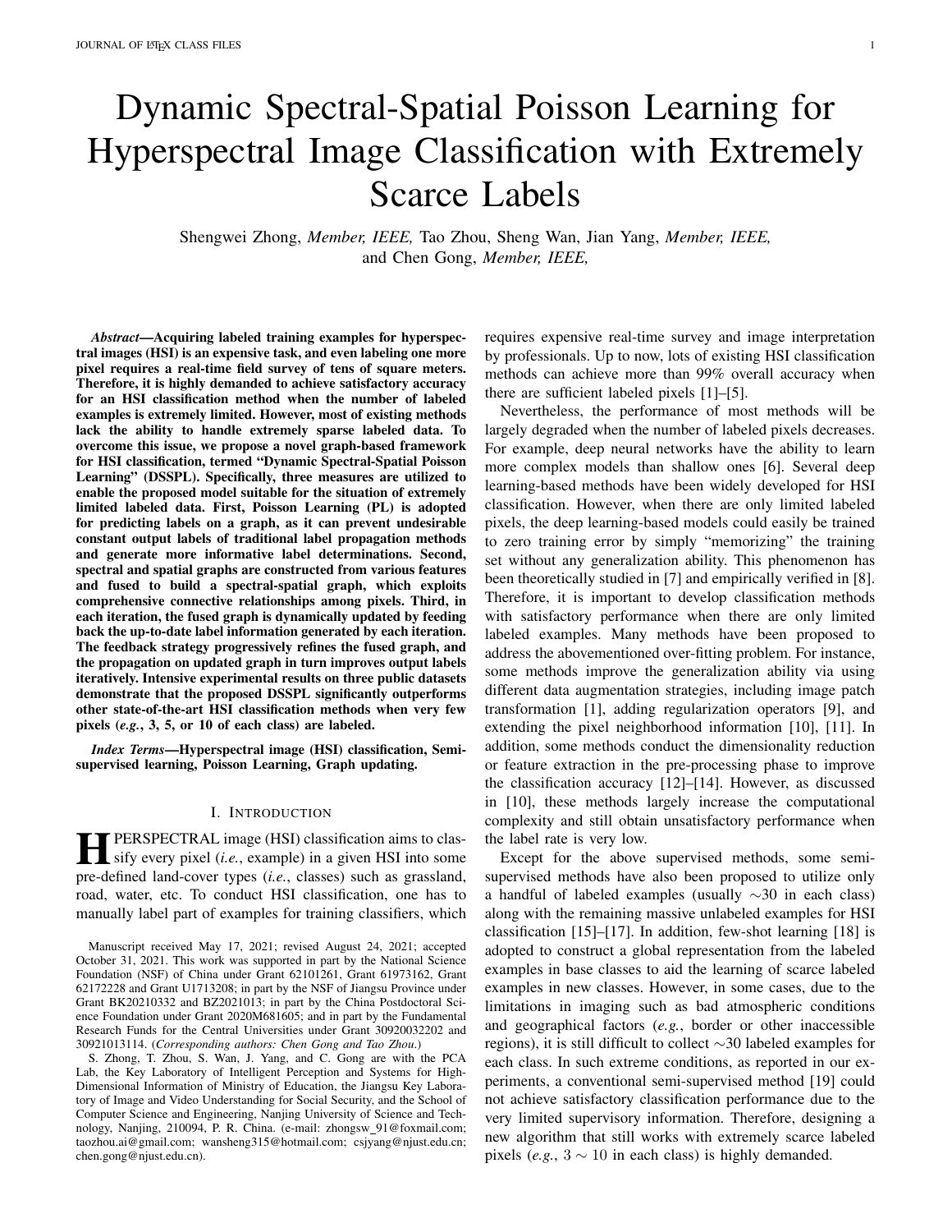# Dynamic Spectral-Spatial Poisson Learning for Hyperspectral Image Classification with Extremely Scarce Labels

Shengwei Zhong, *Member, IEEE,* Tao Zhou, Sheng Wan, Jian Yang, *Member, IEEE,* and Chen Gong, *Member, IEEE,*

***Abstract*—Acquiring labeled training examples for hyperspectral images (HSI) is an expensive task, and even labeling one more pixel requires a real-time field survey of tens of square meters. Therefore, it is highly demanded to achieve satisfactory accuracy for an HSI classification method when the number of labeled examples is extremely limited. However, most of existing methods lack the ability to handle extremely sparse labeled data. To overcome this issue, we propose a novel graph-based framework for HSI classification, termed "Dynamic Spectral-Spatial Poisson Learning" (DSSPL). Specifically, three measures are utilized to enable the proposed model suitable for the situation of extremely limited labeled data. First, Poisson Learning (PL) is adopted for predicting labels on a graph, as it can prevent undesirable constant output labels of traditional label propagation methods and generate more informative label determinations. Second, spectral and spatial graphs are constructed from various features and fused to build a spectral-spatial graph, which exploits comprehensive connective relationships among pixels. Third, in each iteration, the fused graph is dynamically updated by feeding back the up-to-date label information generated by each iteration. The feedback strategy progressively refines the fused graph, and the propagation on updated graph in turn improves output labels iteratively. Intensive experimental results on three public datasets demonstrate that the proposed DSSPL significantly outperforms other state-of-the-art HSI classification methods when very few pixels (*e.g.*, 3, 5, or 10 of each class) are labeled.**

***Index Terms*—Hyperspectral image (HSI) classification, Semi-supervised learning, Poisson Learning, Graph updating.**

## I. Introduction

**H**PERSPECTRAL image (HSI) classification aims to classify every pixel (*i.e.*, example) in a given HSI into some pre-defined land-cover types (*i.e.*, classes) such as grassland, road, water, etc. To conduct HSI classification, one has to manually label part of examples for training classifiers, which requires expensive real-time survey and image interpretation by professionals. Up to now, lots of existing HSI classification methods can achieve more than 99% overall accuracy when there are sufficient labeled pixels [1]–[5].

Nevertheless, the performance of most methods will be largely degraded when the number of labeled pixels decreases. For example, deep neural networks have the ability to learn more complex models than shallow ones [6]. Several deep learning-based methods have been widely developed for HSI classification. However, when there are only limited labeled pixels, the deep learning-based models could easily be trained to zero training error by simply "memorizing" the training set without any generalization ability. This phenomenon has been theoretically studied in [7] and empirically verified in [8]. Therefore, it is important to develop classification methods with satisfactory performance when there are only limited labeled examples. Many methods have been proposed to address the abovementioned over-fitting problem. For instance, some methods improve the generalization ability via using different data augmentation strategies, including image patch transformation [1], adding regularization operators [9], and extending the pixel neighborhood information [10], [11]. In addition, some methods conduct the dimensionality reduction or feature extraction in the pre-processing phase to improve the classification accuracy [12]–[14]. However, as discussed in [10], these methods largely increase the computational complexity and still obtain unsatisfactory performance when the label rate is very low.

Except for the above supervised methods, some semi-supervised methods have also been proposed to utilize only a handful of labeled examples (usually $\sim$30 in each class) along with the remaining massive unlabeled examples for HSI classification [15]–[17]. In addition, few-shot learning [18] is adopted to construct a global representation from the labeled examples in base classes to aid the learning of scarce labeled examples in new classes. However, in some cases, due to the limitations in imaging such as bad atmospheric conditions and geographical factors (*e.g.*, border or other inaccessible regions), it is still difficult to collect $\sim$30 labeled examples for each class. In such extreme conditions, as reported in our experiments, a conventional semi-supervised method [19] could not achieve satisfactory classification performance due to the very limited supervisory information. Therefore, designing a new algorithm that still works with extremely scarce labeled pixels (*e.g.*, $3 \sim 10$ in each class) is highly demanded.

Manuscript received May 17, 2021; revised August 24, 2021; accepted October 31, 2021. This work was supported in part by the National Science Foundation (NSF) of China under Grant 62101261, Grant 61973162, Grant 62172228 and Grant U1713208; in part by the NSF of Jiangsu Province under Grant BK20210332 and BZ2021013; in part by the China Postdoctoral Science Foundation under Grant 2020M681605; and in part by the Fundamental Research Funds for the Central Universities under Grant 30920032202 and 30921013114. (*Corresponding authors: Chen Gong and Tao Zhou.*)

S. Zhong, T. Zhou, S. Wan, J. Yang, and C. Gong are with the PCA Lab, the Key Laboratory of Intelligent Perception and Systems for High-Dimensional Information of Ministry of Education, the Jiangsu Key Laboratory of Image and Video Understanding for Social Security, and the School of Computer Science and Engineering, Nanjing University of Science and Technology, Nanjing, 210094, P. R. China. (e-mail: zhongsw_91@foxmail.com; taozhou.ai@gmail.com; wansheng315@hotmail.com; csjyang@njust.edu.cn; chen.gong@njust.edu.cn).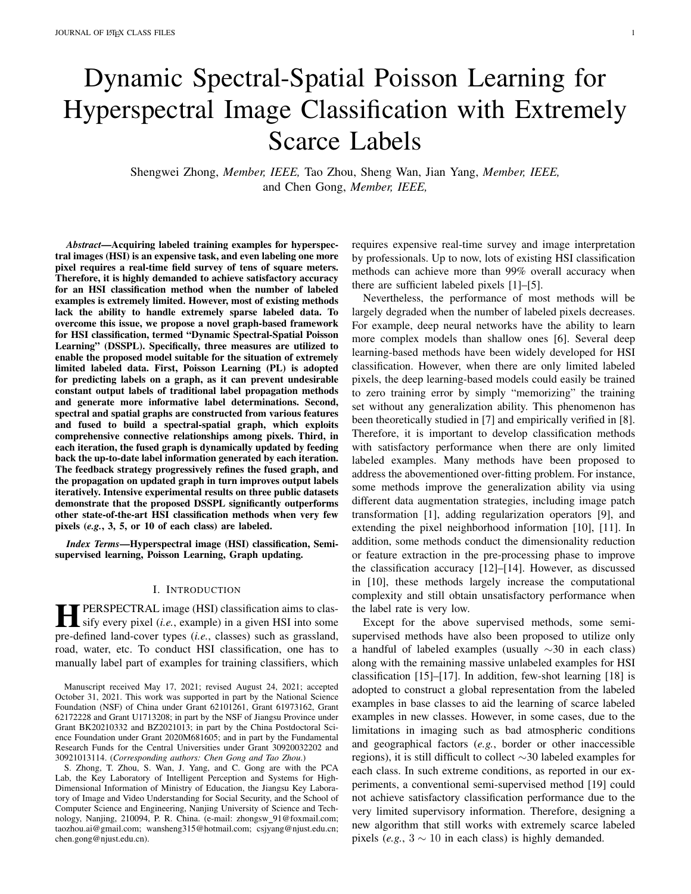# Dynamic Spectral-Spatial Poisson Learning for Hyperspectral Image Classification with Extremely Scarce Labels

Shengwei Zhong, *Member, IEEE,* Tao Zhou, Sheng Wan, Jian Yang, *Member, IEEE,* and Chen Gong, *Member, IEEE,*

***Abstract*—Acquiring labeled training examples for hyperspectral images (HSI) is an expensive task, and even labeling one more pixel requires a real-time field survey of tens of square meters. Therefore, it is highly demanded to achieve satisfactory accuracy for an HSI classification method when the number of labeled examples is extremely limited. However, most of existing methods lack the ability to handle extremely sparse labeled data. To overcome this issue, we propose a novel graph-based framework for HSI classification, termed "Dynamic Spectral-Spatial Poisson Learning" (DSSPL). Specifically, three measures are utilized to enable the proposed model suitable for the situation of extremely limited labeled data. First, Poisson Learning (PL) is adopted for predicting labels on a graph, as it can prevent undesirable constant output labels of traditional label propagation methods and generate more informative label determinations. Second, spectral and spatial graphs are constructed from various features and fused to build a spectral-spatial graph, which exploits comprehensive connective relationships among pixels. Third, in each iteration, the fused graph is dynamically updated by feeding back the up-to-date label information generated by each iteration. The feedback strategy progressively refines the fused graph, and the propagation on updated graph in turn improves output labels iteratively. Intensive experimental results on three public datasets demonstrate that the proposed DSSPL significantly outperforms other state-of-the-art HSI classification methods when very few pixels (*e.g.*, 3, 5, or 10 of each class) are labeled.**

***Index Terms*—Hyperspectral image (HSI) classification, Semi-supervised learning, Poisson Learning, Graph updating.**

## I. INTRODUCTION

HYPERSPECTRAL image (HSI) classification aims to classify every pixel (*i.e.*, example) in a given HSI into some pre-defined land-cover types (*i.e.*, classes) such as grassland, road, water, etc. To conduct HSI classification, one has to manually label part of examples for training classifiers, which requires expensive real-time survey and image interpretation by professionals. Up to now, lots of existing HSI classification methods can achieve more than 99% overall accuracy when there are sufficient labeled pixels [1]–[5].

Nevertheless, the performance of most methods will be largely degraded when the number of labeled pixels decreases. For example, deep neural networks have the ability to learn more complex models than shallow ones [6]. Several deep learning-based methods have been widely developed for HSI classification. However, when there are only limited labeled pixels, the deep learning-based models could easily be trained to zero training error by simply "memorizing" the training set without any generalization ability. This phenomenon has been theoretically studied in [7] and empirically verified in [8]. Therefore, it is important to develop classification methods with satisfactory performance when there are only limited labeled examples. Many methods have been proposed to address the abovementioned over-fitting problem. For instance, some methods improve the generalization ability via using different data augmentation strategies, including image patch transformation [1], adding regularization operators [9], and extending the pixel neighborhood information [10], [11]. In addition, some methods conduct the dimensionality reduction or feature extraction in the pre-processing phase to improve the classification accuracy [12]–[14]. However, as discussed in [10], these methods largely increase the computational complexity and still obtain unsatisfactory performance when the label rate is very low.

Except for the above supervised methods, some semi-supervised methods have also been proposed to utilize only a handful of labeled examples (usually $\sim$30 in each class) along with the remaining massive unlabeled examples for HSI classification [15]–[17]. In addition, few-shot learning [18] is adopted to construct a global representation from the labeled examples in base classes to aid the learning of scarce labeled examples in new classes. However, in some cases, due to the limitations in imaging such as bad atmospheric conditions and geographical factors (*e.g.*, border or other inaccessible regions), it is still difficult to collect $\sim$30 labeled examples for each class. In such extreme conditions, as reported in our experiments, a conventional semi-supervised method [19] could not achieve satisfactory classification performance due to the very limited supervisory information. Therefore, designing a new algorithm that still works with extremely scarce labeled pixels (*e.g.*, $3 \sim 10$ in each class) is highly demanded.

Manuscript received May 17, 2021; revised August 24, 2021; accepted October 31, 2021. This work was supported in part by the National Science Foundation (NSF) of China under Grant 62101261, Grant 61973162, Grant 62172228 and Grant U1713208; in part by the NSF of Jiangsu Province under Grant BK20210332 and BZ2021013; in part by the China Postdoctoral Science Foundation under Grant 2020M681605; and in part by the Fundamental Research Funds for the Central Universities under Grant 30920032202 and 30921013114. (*Corresponding authors: Chen Gong and Tao Zhou.*)

S. Zhong, T. Zhou, S. Wan, J. Yang, and C. Gong are with the PCA Lab, the Key Laboratory of Intelligent Perception and Systems for High-Dimensional Information of Ministry of Education, the Jiangsu Key Laboratory of Image and Video Understanding for Social Security, and the School of Computer Science and Engineering, Nanjing University of Science and Technology, Nanjing, 210094, P. R. China. (e-mail: zhongsw_91@foxmail.com; taozhou.ai@gmail.com; wansheng315@hotmail.com; csjyang@njust.edu.cn; chen.gong@njust.edu.cn).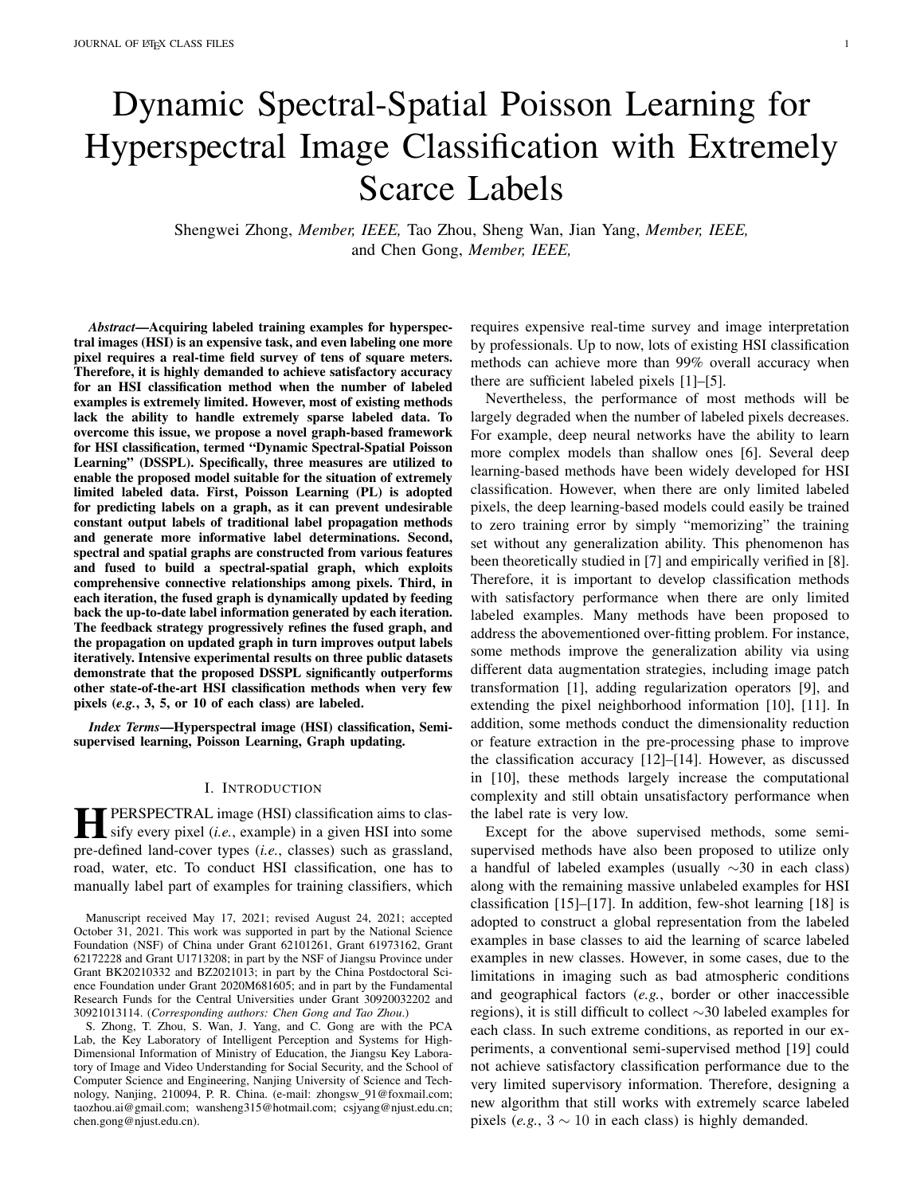# Dynamic Spectral-Spatial Poisson Learning for Hyperspectral Image Classification with Extremely Scarce Labels

Shengwei Zhong, *Member, IEEE,* Tao Zhou, Sheng Wan, Jian Yang, *Member, IEEE,* and Chen Gong, *Member, IEEE,*

***Abstract*—Acquiring labeled training examples for hyperspectral images (HSI) is an expensive task, and even labeling one more pixel requires a real-time field survey of tens of square meters. Therefore, it is highly demanded to achieve satisfactory accuracy for an HSI classification method when the number of labeled examples is extremely limited. However, most of existing methods lack the ability to handle extremely sparse labeled data. To overcome this issue, we propose a novel graph-based framework for HSI classification, termed "Dynamic Spectral-Spatial Poisson Learning" (DSSPL). Specifically, three measures are utilized to enable the proposed model suitable for the situation of extremely limited labeled data. First, Poisson Learning (PL) is adopted for predicting labels on a graph, as it can prevent undesirable constant output labels of traditional label propagation methods and generate more informative label determinations. Second, spectral and spatial graphs are constructed from various features and fused to build a spectral-spatial graph, which exploits comprehensive connective relationships among pixels. Third, in each iteration, the fused graph is dynamically updated by feeding back the up-to-date label information generated by each iteration. The feedback strategy progressively refines the fused graph, and the propagation on updated graph in turn improves output labels iteratively. Intensive experimental results on three public datasets demonstrate that the proposed DSSPL significantly outperforms other state-of-the-art HSI classification methods when very few pixels (*e.g.*, 3, 5, or 10 of each class) are labeled.**

***Index Terms*—Hyperspectral image (HSI) classification, Semi-supervised learning, Poisson Learning, Graph updating.**

## I. Introduction

**H**PERSPECTRAL image (HSI) classification aims to classify every pixel (*i.e.*, example) in a given HSI into some pre-defined land-cover types (*i.e.*, classes) such as grassland, road, water, etc. To conduct HSI classification, one has to manually label part of examples for training classifiers, which requires expensive real-time survey and image interpretation by professionals. Up to now, lots of existing HSI classification methods can achieve more than 99% overall accuracy when there are sufficient labeled pixels [1]–[5].

Nevertheless, the performance of most methods will be largely degraded when the number of labeled pixels decreases. For example, deep neural networks have the ability to learn more complex models than shallow ones [6]. Several deep learning-based methods have been widely developed for HSI classification. However, when there are only limited labeled pixels, the deep learning-based models could easily be trained to zero training error by simply "memorizing" the training set without any generalization ability. This phenomenon has been theoretically studied in [7] and empirically verified in [8]. Therefore, it is important to develop classification methods with satisfactory performance when there are only limited labeled examples. Many methods have been proposed to address the abovementioned over-fitting problem. For instance, some methods improve the generalization ability via using different data augmentation strategies, including image patch transformation [1], adding regularization operators [9], and extending the pixel neighborhood information [10], [11]. In addition, some methods conduct the dimensionality reduction or feature extraction in the pre-processing phase to improve the classification accuracy [12]–[14]. However, as discussed in [10], these methods largely increase the computational complexity and still obtain unsatisfactory performance when the label rate is very low.

Except for the above supervised methods, some semi-supervised methods have also been proposed to utilize only a handful of labeled examples (usually $\sim$30 in each class) along with the remaining massive unlabeled examples for HSI classification [15]–[17]. In addition, few-shot learning [18] is adopted to construct a global representation from the labeled examples in base classes to aid the learning of scarce labeled examples in new classes. However, in some cases, due to the limitations in imaging such as bad atmospheric conditions and geographical factors (*e.g.*, border or other inaccessible regions), it is still difficult to collect $\sim$30 labeled examples for each class. In such extreme conditions, as reported in our experiments, a conventional semi-supervised method [19] could not achieve satisfactory classification performance due to the very limited supervisory information. Therefore, designing a new algorithm that still works with extremely scarce labeled pixels (*e.g.*, $3 \sim 10$ in each class) is highly demanded.

Manuscript received May 17, 2021; revised August 24, 2021; accepted October 31, 2021. This work was supported in part by the National Science Foundation (NSF) of China under Grant 62101261, Grant 61973162, Grant 62172228 and Grant U1713208; in part by the NSF of Jiangsu Province under Grant BK20210332 and BZ2021013; in part by the China Postdoctoral Science Foundation under Grant 2020M681605; and in part by the Fundamental Research Funds for the Central Universities under Grant 30920032202 and 30921013114. (*Corresponding authors: Chen Gong and Tao Zhou.*)

S. Zhong, T. Zhou, S. Wan, J. Yang, and C. Gong are with the PCA Lab, the Key Laboratory of Intelligent Perception and Systems for High-Dimensional Information of Ministry of Education, the Jiangsu Key Laboratory of Image and Video Understanding for Social Security, and the School of Computer Science and Engineering, Nanjing University of Science and Technology, Nanjing, 210094, P. R. China. (e-mail: zhongsw_91@foxmail.com; taozhou.ai@gmail.com; wansheng315@hotmail.com; csjyang@njust.edu.cn; chen.gong@njust.edu.cn).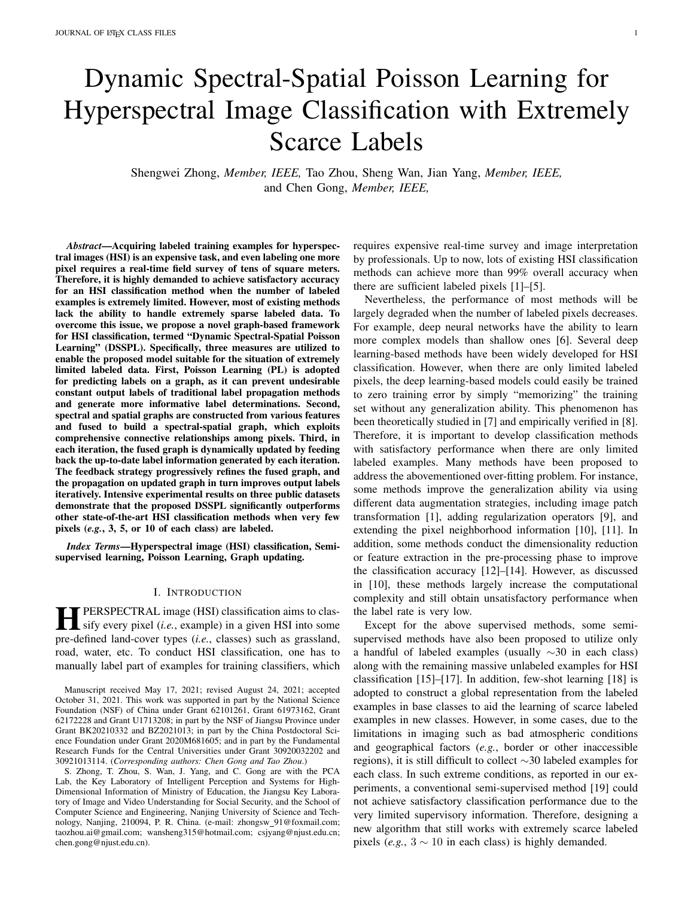# Dynamic Spectral-Spatial Poisson Learning for Hyperspectral Image Classification with Extremely Scarce Labels

Shengwei Zhong, *Member, IEEE,* Tao Zhou, Sheng Wan, Jian Yang, *Member, IEEE,* and Chen Gong, *Member, IEEE,*

***Abstract*—Acquiring labeled training examples for hyperspectral images (HSI) is an expensive task, and even labeling one more pixel requires a real-time field survey of tens of square meters. Therefore, it is highly demanded to achieve satisfactory accuracy for an HSI classification method when the number of labeled examples is extremely limited. However, most of existing methods lack the ability to handle extremely sparse labeled data. To overcome this issue, we propose a novel graph-based framework for HSI classification, termed "Dynamic Spectral-Spatial Poisson Learning" (DSSPL). Specifically, three measures are utilized to enable the proposed model suitable for the situation of extremely limited labeled data. First, Poisson Learning (PL) is adopted for predicting labels on a graph, as it can prevent undesirable constant output labels of traditional label propagation methods and generate more informative label determinations. Second, spectral and spatial graphs are constructed from various features and fused to build a spectral-spatial graph, which exploits comprehensive connective relationships among pixels. Third, in each iteration, the fused graph is dynamically updated by feeding back the up-to-date label information generated by each iteration. The feedback strategy progressively refines the fused graph, and the propagation on updated graph in turn improves output labels iteratively. Intensive experimental results on three public datasets demonstrate that the proposed DSSPL significantly outperforms other state-of-the-art HSI classification methods when very few pixels (*e.g.*, 3, 5, or 10 of each class) are labeled.**

***Index Terms*—Hyperspectral image (HSI) classification, Semi-supervised learning, Poisson Learning, Graph updating.**

## I. Introduction

HPERSPECTRAL image (HSI) classification aims to classify every pixel (*i.e.*, example) in a given HSI into some pre-defined land-cover types (*i.e.*, classes) such as grassland, road, water, etc. To conduct HSI classification, one has to manually label part of examples for training classifiers, which requires expensive real-time survey and image interpretation by professionals. Up to now, lots of existing HSI classification methods can achieve more than 99% overall accuracy when there are sufficient labeled pixels [1]–[5].

Nevertheless, the performance of most methods will be largely degraded when the number of labeled pixels decreases. For example, deep neural networks have the ability to learn more complex models than shallow ones [6]. Several deep learning-based methods have been widely developed for HSI classification. However, when there are only limited labeled pixels, the deep learning-based models could easily be trained to zero training error by simply "memorizing" the training set without any generalization ability. This phenomenon has been theoretically studied in [7] and empirically verified in [8]. Therefore, it is important to develop classification methods with satisfactory performance when there are only limited labeled examples. Many methods have been proposed to address the abovementioned over-fitting problem. For instance, some methods improve the generalization ability via using different data augmentation strategies, including image patch transformation [1], adding regularization operators [9], and extending the pixel neighborhood information [10], [11]. In addition, some methods conduct the dimensionality reduction or feature extraction in the pre-processing phase to improve the classification accuracy [12]–[14]. However, as discussed in [10], these methods largely increase the computational complexity and still obtain unsatisfactory performance when the label rate is very low.

Except for the above supervised methods, some semi-supervised methods have also been proposed to utilize only a handful of labeled examples (usually $\sim$30 in each class) along with the remaining massive unlabeled examples for HSI classification [15]–[17]. In addition, few-shot learning [18] is adopted to construct a global representation from the labeled examples in base classes to aid the learning of scarce labeled examples in new classes. However, in some cases, due to the limitations in imaging such as bad atmospheric conditions and geographical factors (*e.g.*, border or other inaccessible regions), it is still difficult to collect $\sim$30 labeled examples for each class. In such extreme conditions, as reported in our experiments, a conventional semi-supervised method [19] could not achieve satisfactory classification performance due to the very limited supervisory information. Therefore, designing a new algorithm that still works with extremely scarce labeled pixels (*e.g.*, $3\sim10$ in each class) is highly demanded.

Manuscript received May 17, 2021; revised August 24, 2021; accepted October 31, 2021. This work was supported in part by the National Science Foundation (NSF) of China under Grant 62101261, Grant 61973162, Grant 62172228 and Grant U1713208; in part by the NSF of Jiangsu Province under Grant BK20210332 and BZ2021013; in part by the China Postdoctoral Science Foundation under Grant 2020M681605; and in part by the Fundamental Research Funds for the Central Universities under Grant 30920032202 and 30921013114. (*Corresponding authors: Chen Gong and Tao Zhou.*)

S. Zhong, T. Zhou, S. Wan, J. Yang, and C. Gong are with the PCA Lab, the Key Laboratory of Intelligent Perception and Systems for High-Dimensional Information of Ministry of Education, the Jiangsu Key Laboratory of Image and Video Understanding for Social Security, and the School of Computer Science and Engineering, Nanjing University of Science and Technology, Nanjing, 210094, P. R. China. (e-mail: zhongsw_91@foxmail.com; taozhou.ai@gmail.com; wansheng315@hotmail.com; csjyang@njust.edu.cn; chen.gong@njust.edu.cn).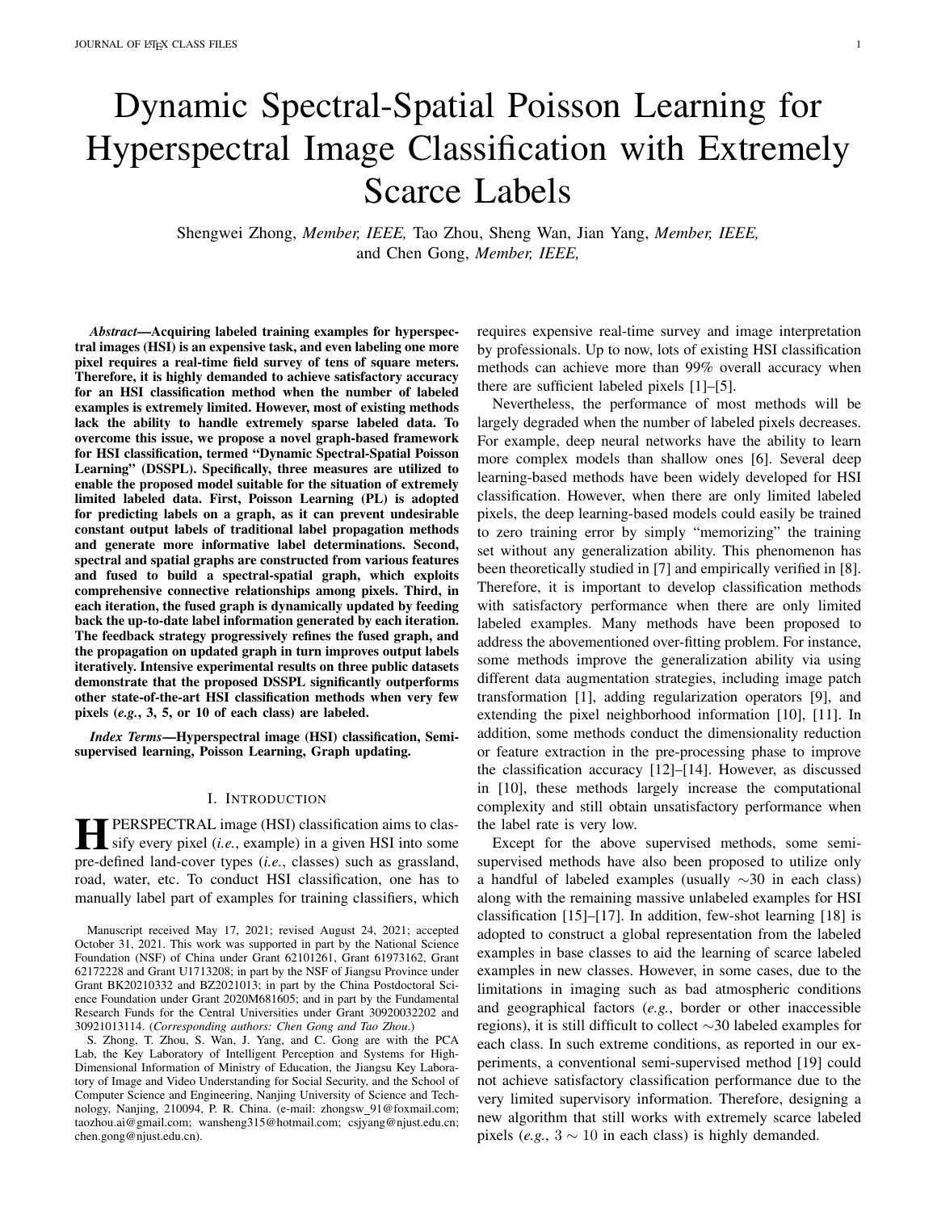# Dynamic Spectral-Spatial Poisson Learning for Hyperspectral Image Classification with Extremely Scarce Labels

Shengwei Zhong, *Member, IEEE,* Tao Zhou, Sheng Wan, Jian Yang, *Member, IEEE,* and Chen Gong, *Member, IEEE,*

***Abstract*—Acquiring labeled training examples for hyperspectral images (HSI) is an expensive task, and even labeling one more pixel requires a real-time field survey of tens of square meters. Therefore, it is highly demanded to achieve satisfactory accuracy for an HSI classification method when the number of labeled examples is extremely limited. However, most of existing methods lack the ability to handle extremely sparse labeled data. To overcome this issue, we propose a novel graph-based framework for HSI classification, termed "Dynamic Spectral-Spatial Poisson Learning" (DSSPL). Specifically, three measures are utilized to enable the proposed model suitable for the situation of extremely limited labeled data. First, Poisson Learning (PL) is adopted for predicting labels on a graph, as it can prevent undesirable constant output labels of traditional label propagation methods and generate more informative label determinations. Second, spectral and spatial graphs are constructed from various features and fused to build a spectral-spatial graph, which exploits comprehensive connective relationships among pixels. Third, in each iteration, the fused graph is dynamically updated by feeding back the up-to-date label information generated by each iteration. The feedback strategy progressively refines the fused graph, and the propagation on updated graph in turn improves output labels iteratively. Intensive experimental results on three public datasets demonstrate that the proposed DSSPL significantly outperforms other state-of-the-art HSI classification methods when very few pixels (*e.g.*, 3, 5, or 10 of each class) are labeled.**

***Index Terms*—Hyperspectral image (HSI) classification, Semi-supervised learning, Poisson Learning, Graph updating.**

## I. Introduction

Hyperspectral image (HSI) classification aims to classify every pixel (*i.e.*, example) in a given HSI into some pre-defined land-cover types (*i.e.*, classes) such as grassland, road, water, etc. To conduct HSI classification, one has to manually label part of examples for training classifiers, which requires expensive real-time survey and image interpretation by professionals. Up to now, lots of existing HSI classification methods can achieve more than 99% overall accuracy when there are sufficient labeled pixels [1]–[5].

Nevertheless, the performance of most methods will be largely degraded when the number of labeled pixels decreases. For example, deep neural networks have the ability to learn more complex models than shallow ones [6]. Several deep learning-based methods have been widely developed for HSI classification. However, when there are only limited labeled pixels, the deep learning-based models could easily be trained to zero training error by simply "memorizing" the training set without any generalization ability. This phenomenon has been theoretically studied in [7] and empirically verified in [8]. Therefore, it is important to develop classification methods with satisfactory performance when there are only limited labeled examples. Many methods have been proposed to address the abovementioned over-fitting problem. For instance, some methods improve the generalization ability via using different data augmentation strategies, including image patch transformation [1], adding regularization operators [9], and extending the pixel neighborhood information [10], [11]. In addition, some methods conduct the dimensionality reduction or feature extraction in the pre-processing phase to improve the classification accuracy [12]–[14]. However, as discussed in [10], these methods largely increase the computational complexity and still obtain unsatisfactory performance when the label rate is very low.

Except for the above supervised methods, some semi-supervised methods have also been proposed to utilize only a handful of labeled examples (usually $\sim$30 in each class) along with the remaining massive unlabeled examples for HSI classification [15]–[17]. In addition, few-shot learning [18] is adopted to construct a global representation from the labeled examples in base classes to aid the learning of scarce labeled examples in new classes. However, in some cases, due to the limitations in imaging such as bad atmospheric conditions and geographical factors (*e.g.*, border or other inaccessible regions), it is still difficult to collect $\sim$30 labeled examples for each class. In such extreme conditions, as reported in our experiments, a conventional semi-supervised method [19] could not achieve satisfactory classification performance due to the very limited supervisory information. Therefore, designing a new algorithm that still works with extremely scarce labeled pixels (*e.g.*, $3 \sim 10$ in each class) is highly demanded.

Manuscript received May 17, 2021; revised August 24, 2021; accepted October 31, 2021. This work was supported in part by the National Science Foundation (NSF) of China under Grant 62101261, Grant 61973162, Grant 62172228 and Grant U1713208; in part by the NSF of Jiangsu Province under Grant BK20210332 and BZ2021013; in part by the China Postdoctoral Science Foundation under Grant 2020M681605; and in part by the Fundamental Research Funds for the Central Universities under Grant 30920032202 and 30921013114. (*Corresponding authors: Chen Gong and Tao Zhou.*)

S. Zhong, T. Zhou, S. Wan, J. Yang, and C. Gong are with the PCA Lab, the Key Laboratory of Intelligent Perception and Systems for High-Dimensional Information of Ministry of Education, the Jiangsu Key Laboratory of Image and Video Understanding for Social Security, and the School of Computer Science and Engineering, Nanjing University of Science and Technology, Nanjing, 210094, P. R. China. (e-mail: zhongsw_91@foxmail.com; taozhou.ai@gmail.com; wansheng315@hotmail.com; csjyang@njust.edu.cn; chen.gong@njust.edu.cn).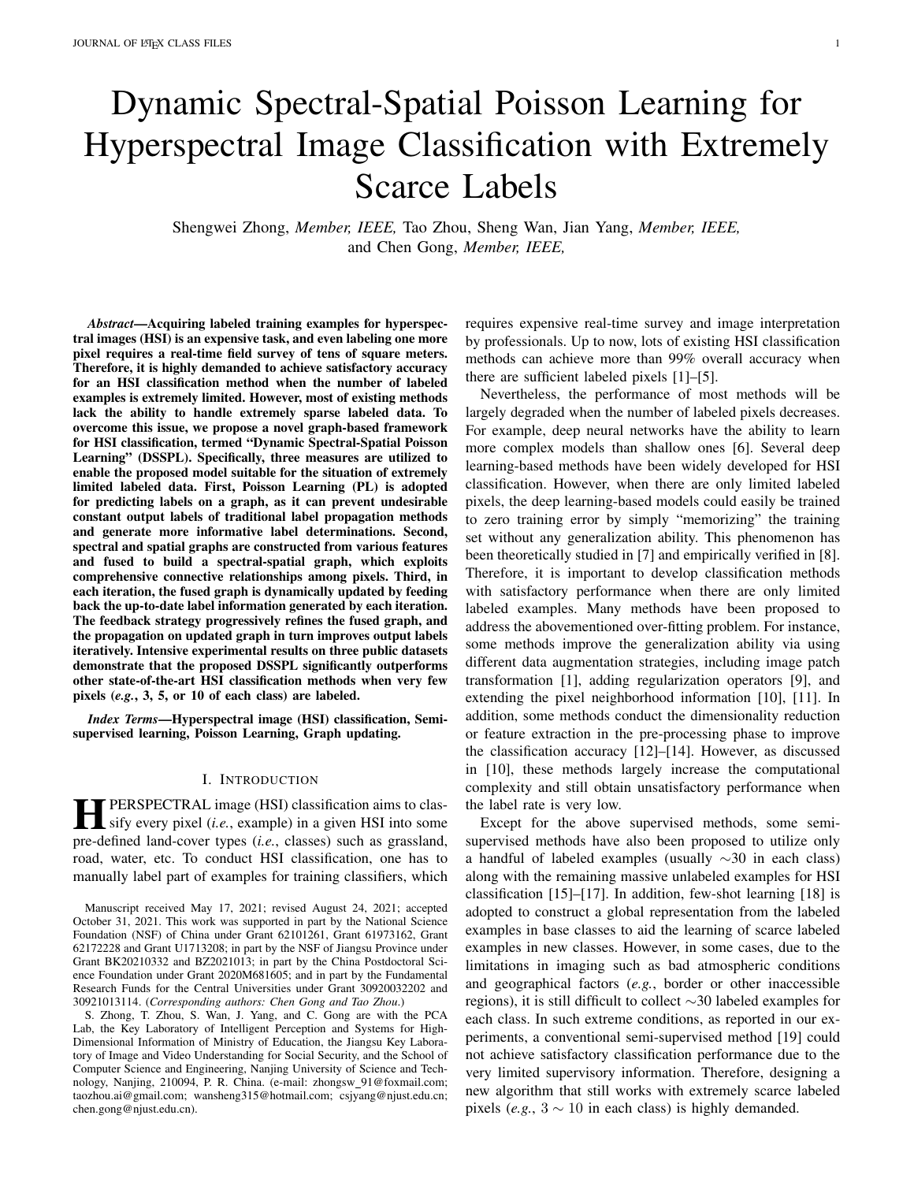# Dynamic Spectral-Spatial Poisson Learning for Hyperspectral Image Classification with Extremely Scarce Labels

Shengwei Zhong, *Member, IEEE,* Tao Zhou, Sheng Wan, Jian Yang, *Member, IEEE,* and Chen Gong, *Member, IEEE,*

***Abstract*—Acquiring labeled training examples for hyperspectral images (HSI) is an expensive task, and even labeling one more pixel requires a real-time field survey of tens of square meters. Therefore, it is highly demanded to achieve satisfactory accuracy for an HSI classification method when the number of labeled examples is extremely limited. However, most of existing methods lack the ability to handle extremely sparse labeled data. To overcome this issue, we propose a novel graph-based framework for HSI classification, termed "Dynamic Spectral-Spatial Poisson Learning" (DSSPL). Specifically, three measures are utilized to enable the proposed model suitable for the situation of extremely limited labeled data. First, Poisson Learning (PL) is adopted for predicting labels on a graph, as it can prevent undesirable constant output labels of traditional label propagation methods and generate more informative label determinations. Second, spectral and spatial graphs are constructed from various features and fused to build a spectral-spatial graph, which exploits comprehensive connective relationships among pixels. Third, in each iteration, the fused graph is dynamically updated by feeding back the up-to-date label information generated by each iteration. The feedback strategy progressively refines the fused graph, and the propagation on updated graph in turn improves output labels iteratively. Intensive experimental results on three public datasets demonstrate that the proposed DSSPL significantly outperforms other state-of-the-art HSI classification methods when very few pixels (*e.g.*, 3, 5, or 10 of each class) are labeled.**

***Index Terms*—Hyperspectral image (HSI) classification, Semi-supervised learning, Poisson Learning, Graph updating.**

## I. Introduction

**H**PERSPECTRAL image (HSI) classification aims to classify every pixel (*i.e.*, example) in a given HSI into some pre-defined land-cover types (*i.e.*, classes) such as grassland, road, water, etc. To conduct HSI classification, one has to manually label part of examples for training classifiers, which requires expensive real-time survey and image interpretation by professionals. Up to now, lots of existing HSI classification methods can achieve more than 99% overall accuracy when there are sufficient labeled pixels [1]–[5].

Nevertheless, the performance of most methods will be largely degraded when the number of labeled pixels decreases. For example, deep neural networks have the ability to learn more complex models than shallow ones [6]. Several deep learning-based methods have been widely developed for HSI classification. However, when there are only limited labeled pixels, the deep learning-based models could easily be trained to zero training error by simply "memorizing" the training set without any generalization ability. This phenomenon has been theoretically studied in [7] and empirically verified in [8]. Therefore, it is important to develop classification methods with satisfactory performance when there are only limited labeled examples. Many methods have been proposed to address the abovementioned over-fitting problem. For instance, some methods improve the generalization ability via using different data augmentation strategies, including image patch transformation [1], adding regularization operators [9], and extending the pixel neighborhood information [10], [11]. In addition, some methods conduct the dimensionality reduction or feature extraction in the pre-processing phase to improve the classification accuracy [12]–[14]. However, as discussed in [10], these methods largely increase the computational complexity and still obtain unsatisfactory performance when the label rate is very low.

Except for the above supervised methods, some semi-supervised methods have also been proposed to utilize only a handful of labeled examples (usually $\sim$30 in each class) along with the remaining massive unlabeled examples for HSI classification [15]–[17]. In addition, few-shot learning [18] is adopted to construct a global representation from the labeled examples in base classes to aid the learning of scarce labeled examples in new classes. However, in some cases, due to the limitations in imaging such as bad atmospheric conditions and geographical factors (*e.g.*, border or other inaccessible regions), it is still difficult to collect $\sim$30 labeled examples for each class. In such extreme conditions, as reported in our experiments, a conventional semi-supervised method [19] could not achieve satisfactory classification performance due to the very limited supervisory information. Therefore, designing a new algorithm that still works with extremely scarce labeled pixels (*e.g.*, $3 \sim 10$ in each class) is highly demanded.

Manuscript received May 17, 2021; revised August 24, 2021; accepted October 31, 2021. This work was supported in part by the National Science Foundation (NSF) of China under Grant 62101261, Grant 61973162, Grant 62172228 and Grant U1713208; in part by the NSF of Jiangsu Province under Grant BK20210332 and BZ2021013; in part by the China Postdoctoral Science Foundation under Grant 2020M681605; and in part by the Fundamental Research Funds for the Central Universities under Grant 30920032202 and 30921013114. (*Corresponding authors: Chen Gong and Tao Zhou.*)

S. Zhong, T. Zhou, S. Wan, J. Yang, and C. Gong are with the PCA Lab, the Key Laboratory of Intelligent Perception and Systems for High-Dimensional Information of Ministry of Education, the Jiangsu Key Laboratory of Image and Video Understanding for Social Security, and the School of Computer Science and Engineering, Nanjing University of Science and Technology, Nanjing, 210094, P. R. China. (e-mail: zhongsw_91@foxmail.com; taozhou.ai@gmail.com; wansheng315@hotmail.com; csjyang@njust.edu.cn; chen.gong@njust.edu.cn).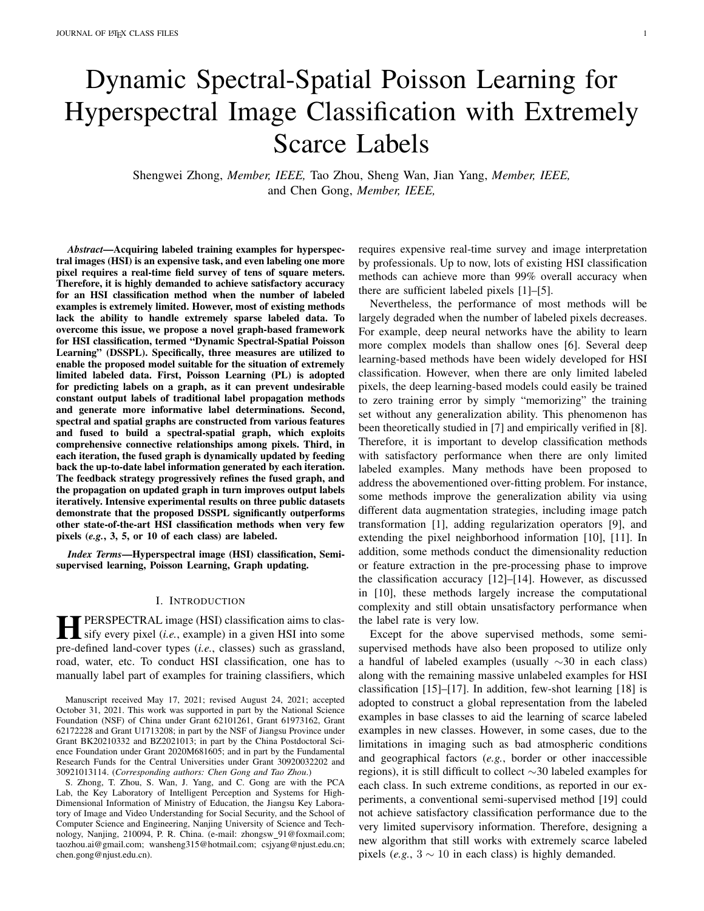# Dynamic Spectral-Spatial Poisson Learning for Hyperspectral Image Classification with Extremely Scarce Labels

Shengwei Zhong, *Member, IEEE,* Tao Zhou, Sheng Wan, Jian Yang, *Member, IEEE,* and Chen Gong, *Member, IEEE,*

***Abstract*—Acquiring labeled training examples for hyperspectral images (HSI) is an expensive task, and even labeling one more pixel requires a real-time field survey of tens of square meters. Therefore, it is highly demanded to achieve satisfactory accuracy for an HSI classification method when the number of labeled examples is extremely limited. However, most of existing methods lack the ability to handle extremely sparse labeled data. To overcome this issue, we propose a novel graph-based framework for HSI classification, termed "Dynamic Spectral-Spatial Poisson Learning" (DSSPL). Specifically, three measures are utilized to enable the proposed model suitable for the situation of extremely limited labeled data. First, Poisson Learning (PL) is adopted for predicting labels on a graph, as it can prevent undesirable constant output labels of traditional label propagation methods and generate more informative label determinations. Second, spectral and spatial graphs are constructed from various features and fused to build a spectral-spatial graph, which exploits comprehensive connective relationships among pixels. Third, in each iteration, the fused graph is dynamically updated by feeding back the up-to-date label information generated by each iteration. The feedback strategy progressively refines the fused graph, and the propagation on updated graph in turn improves output labels iteratively. Intensive experimental results on three public datasets demonstrate that the proposed DSSPL significantly outperforms other state-of-the-art HSI classification methods when very few pixels (*e.g.*, 3, 5, or 10 of each class) are labeled.**

***Index Terms*—Hyperspectral image (HSI) classification, Semi-supervised learning, Poisson Learning, Graph updating.**

## I. INTRODUCTION

HPERSPECTRAL image (HSI) classification aims to classify every pixel (*i.e.*, example) in a given HSI into some pre-defined land-cover types (*i.e.*, classes) such as grassland, road, water, etc. To conduct HSI classification, one has to manually label part of examples for training classifiers, which requires expensive real-time survey and image interpretation by professionals. Up to now, lots of existing HSI classification methods can achieve more than 99% overall accuracy when there are sufficient labeled pixels [1]–[5].

Nevertheless, the performance of most methods will be largely degraded when the number of labeled pixels decreases. For example, deep neural networks have the ability to learn more complex models than shallow ones [6]. Several deep learning-based methods have been widely developed for HSI classification. However, when there are only limited labeled pixels, the deep learning-based models could easily be trained to zero training error by simply "memorizing" the training set without any generalization ability. This phenomenon has been theoretically studied in [7] and empirically verified in [8]. Therefore, it is important to develop classification methods with satisfactory performance when there are only limited labeled examples. Many methods have been proposed to address the abovementioned over-fitting problem. For instance, some methods improve the generalization ability via using different data augmentation strategies, including image patch transformation [1], adding regularization operators [9], and extending the pixel neighborhood information [10], [11]. In addition, some methods conduct the dimensionality reduction or feature extraction in the pre-processing phase to improve the classification accuracy [12]–[14]. However, as discussed in [10], these methods largely increase the computational complexity and still obtain unsatisfactory performance when the label rate is very low.

Except for the above supervised methods, some semi-supervised methods have also been proposed to utilize only a handful of labeled examples (usually ∼30 in each class) along with the remaining massive unlabeled examples for HSI classification [15]–[17]. In addition, few-shot learning [18] is adopted to construct a global representation from the labeled examples in base classes to aid the learning of scarce labeled examples in new classes. However, in some cases, due to the limitations in imaging such as bad atmospheric conditions and geographical factors (*e.g.*, border or other inaccessible regions), it is still difficult to collect ∼30 labeled examples for each class. In such extreme conditions, as reported in our experiments, a conventional semi-supervised method [19] could not achieve satisfactory classification performance due to the very limited supervisory information. Therefore, designing a new algorithm that still works with extremely scarce labeled pixels (*e.g.*, $3 \sim 10$ in each class) is highly demanded.

Manuscript received May 17, 2021; revised August 24, 2021; accepted October 31, 2021. This work was supported in part by the National Science Foundation (NSF) of China under Grant 62101261, Grant 61973162, Grant 62172228 and Grant U1713208; in part by the NSF of Jiangsu Province under Grant BK20210332 and BZ2021013; in part by the China Postdoctoral Science Foundation under Grant 2020M681605; and in part by the Fundamental Research Funds for the Central Universities under Grant 30920032202 and 30921013114. (*Corresponding authors: Chen Gong and Tao Zhou.*)

S. Zhong, T. Zhou, S. Wan, J. Yang, and C. Gong are with the PCA Lab, the Key Laboratory of Intelligent Perception and Systems for High-Dimensional Information of Ministry of Education, the Jiangsu Key Laboratory of Image and Video Understanding for Social Security, and the School of Computer Science and Engineering, Nanjing University of Science and Technology, Nanjing, 210094, P. R. China. (e-mail: zhongsw_91@foxmail.com; taozhou.ai@gmail.com; wansheng315@hotmail.com; csjyang@njust.edu.cn; chen.gong@njust.edu.cn).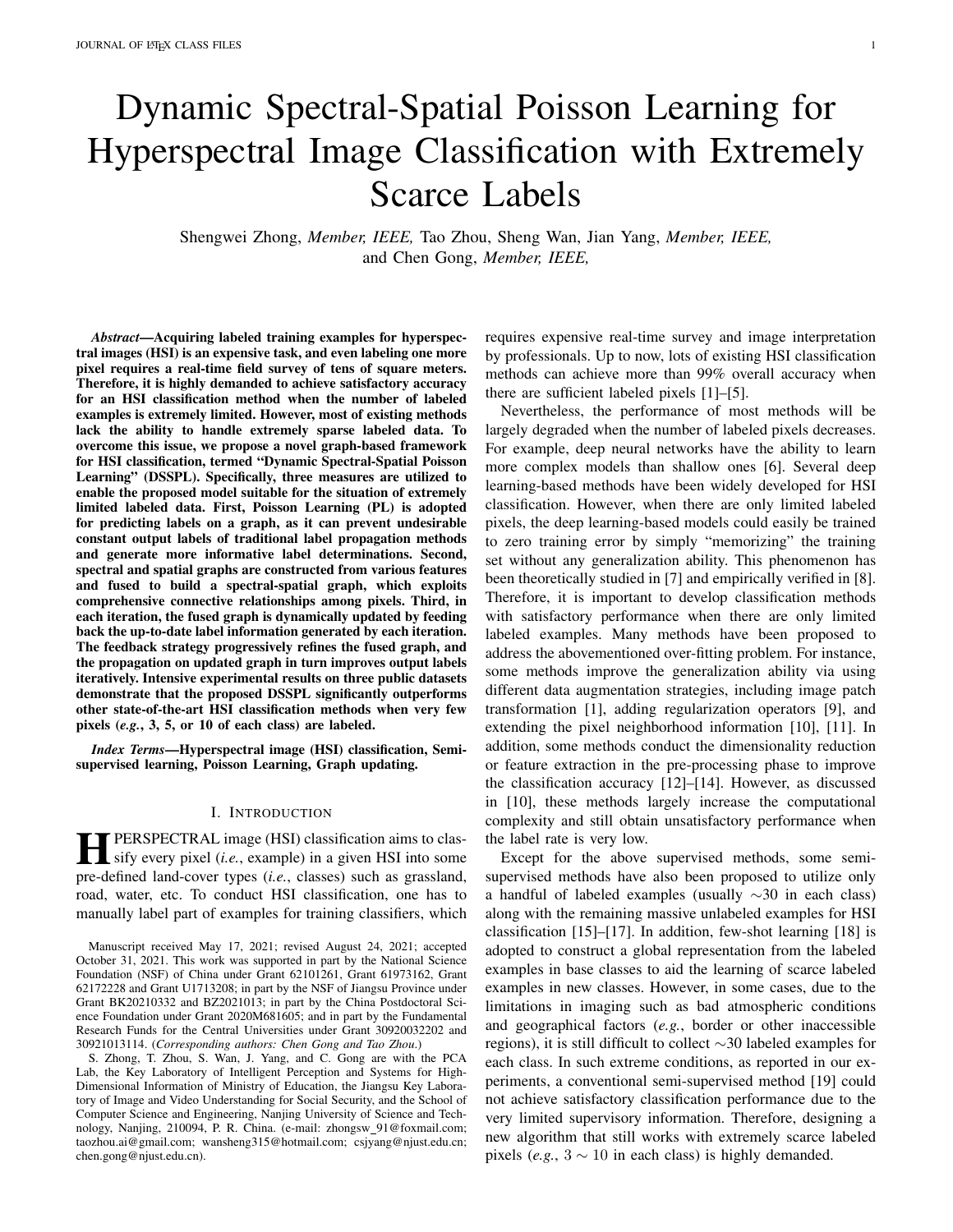# Dynamic Spectral-Spatial Poisson Learning for Hyperspectral Image Classification with Extremely Scarce Labels

Shengwei Zhong, *Member, IEEE,* Tao Zhou, Sheng Wan, Jian Yang, *Member, IEEE,* and Chen Gong, *Member, IEEE,*

***Abstract*—Acquiring labeled training examples for hyperspectral images (HSI) is an expensive task, and even labeling one more pixel requires a real-time field survey of tens of square meters. Therefore, it is highly demanded to achieve satisfactory accuracy for an HSI classification method when the number of labeled examples is extremely limited. However, most of existing methods lack the ability to handle extremely sparse labeled data. To overcome this issue, we propose a novel graph-based framework for HSI classification, termed "Dynamic Spectral-Spatial Poisson Learning" (DSSPL). Specifically, three measures are utilized to enable the proposed model suitable for the situation of extremely limited labeled data. First, Poisson Learning (PL) is adopted for predicting labels on a graph, as it can prevent undesirable constant output labels of traditional label propagation methods and generate more informative label determinations. Second, spectral and spatial graphs are constructed from various features and fused to build a spectral-spatial graph, which exploits comprehensive connective relationships among pixels. Third, in each iteration, the fused graph is dynamically updated by feeding back the up-to-date label information generated by each iteration. The feedback strategy progressively refines the fused graph, and the propagation on updated graph in turn improves output labels iteratively. Intensive experimental results on three public datasets demonstrate that the proposed DSSPL significantly outperforms other state-of-the-art HSI classification methods when very few pixels (*e.g.*, 3, 5, or 10 of each class) are labeled.**

***Index Terms*—Hyperspectral image (HSI) classification, Semi-supervised learning, Poisson Learning, Graph updating.**

## I. Introduction

**H**YPERSPECTRAL image (HSI) classification aims to classify every pixel (*i.e.*, example) in a given HSI into some pre-defined land-cover types (*i.e.*, classes) such as grassland, road, water, etc. To conduct HSI classification, one has to manually label part of examples for training classifiers, which requires expensive real-time survey and image interpretation by professionals. Up to now, lots of existing HSI classification methods can achieve more than 99% overall accuracy when there are sufficient labeled pixels [1]–[5].

Nevertheless, the performance of most methods will be largely degraded when the number of labeled pixels decreases. For example, deep neural networks have the ability to learn more complex models than shallow ones [6]. Several deep learning-based methods have been widely developed for HSI classification. However, when there are only limited labeled pixels, the deep learning-based models could easily be trained to zero training error by simply "memorizing" the training set without any generalization ability. This phenomenon has been theoretically studied in [7] and empirically verified in [8]. Therefore, it is important to develop classification methods with satisfactory performance when there are only limited labeled examples. Many methods have been proposed to address the abovementioned over-fitting problem. For instance, some methods improve the generalization ability via using different data augmentation strategies, including image patch transformation [1], adding regularization operators [9], and extending the pixel neighborhood information [10], [11]. In addition, some methods conduct the dimensionality reduction or feature extraction in the pre-processing phase to improve the classification accuracy [12]–[14]. However, as discussed in [10], these methods largely increase the computational complexity and still obtain unsatisfactory performance when the label rate is very low.

Except for the above supervised methods, some semi-supervised methods have also been proposed to utilize only a handful of labeled examples (usually $\sim$30 in each class) along with the remaining massive unlabeled examples for HSI classification [15]–[17]. In addition, few-shot learning [18] is adopted to construct a global representation from the labeled examples in base classes to aid the learning of scarce labeled examples in new classes. However, in some cases, due to the limitations in imaging such as bad atmospheric conditions and geographical factors (*e.g.*, border or other inaccessible regions), it is still difficult to collect $\sim$30 labeled examples for each class. In such extreme conditions, as reported in our experiments, a conventional semi-supervised method [19] could not achieve satisfactory classification performance due to the very limited supervisory information. Therefore, designing a new algorithm that still works with extremely scarce labeled pixels (*e.g.*, $3 \sim 10$ in each class) is highly demanded.

Manuscript received May 17, 2021; revised August 24, 2021; accepted October 31, 2021. This work was supported in part by the National Science Foundation (NSF) of China under Grant 62101261, Grant 61973162, Grant 62172228 and Grant U1713208; in part by the NSF of Jiangsu Province under Grant BK20210332 and BZ2021013; in part by the China Postdoctoral Science Foundation under Grant 2020M681605; and in part by the Fundamental Research Funds for the Central Universities under Grant 30920032202 and 30921013114. (*Corresponding authors: Chen Gong and Tao Zhou.*)

S. Zhong, T. Zhou, S. Wan, J. Yang, and C. Gong are with the PCA Lab, the Key Laboratory of Intelligent Perception and Systems for High-Dimensional Information of Ministry of Education, the Jiangsu Key Laboratory of Image and Video Understanding for Social Security, and the School of Computer Science and Engineering, Nanjing University of Science and Technology, Nanjing, 210094, P. R. China. (e-mail: zhongsw_91@foxmail.com; taozhou.ai@gmail.com; wansheng315@hotmail.com; csjyang@njust.edu.cn; chen.gong@njust.edu.cn).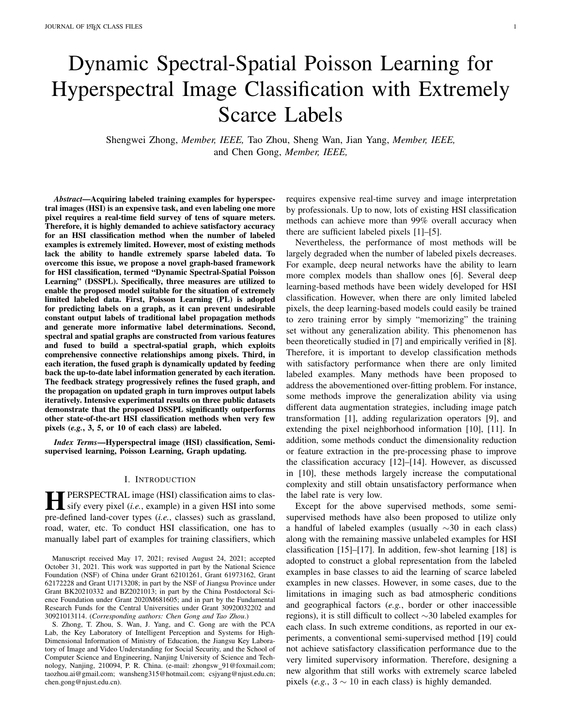# Dynamic Spectral-Spatial Poisson Learning for Hyperspectral Image Classification with Extremely Scarce Labels

Shengwei Zhong, *Member, IEEE,* Tao Zhou, Sheng Wan, Jian Yang, *Member, IEEE,* and Chen Gong, *Member, IEEE,*

***Abstract*—Acquiring labeled training examples for hyperspectral images (HSI) is an expensive task, and even labeling one more pixel requires a real-time field survey of tens of square meters. Therefore, it is highly demanded to achieve satisfactory accuracy for an HSI classification method when the number of labeled examples is extremely limited. However, most of existing methods lack the ability to handle extremely sparse labeled data. To overcome this issue, we propose a novel graph-based framework for HSI classification, termed "Dynamic Spectral-Spatial Poisson Learning" (DSSPL). Specifically, three measures are utilized to enable the proposed model suitable for the situation of extremely limited labeled data. First, Poisson Learning (PL) is adopted for predicting labels on a graph, as it can prevent undesirable constant output labels of traditional label propagation methods and generate more informative label determinations. Second, spectral and spatial graphs are constructed from various features and fused to build a spectral-spatial graph, which exploits comprehensive connective relationships among pixels. Third, in each iteration, the fused graph is dynamically updated by feeding back the up-to-date label information generated by each iteration. The feedback strategy progressively refines the fused graph, and the propagation on updated graph in turn improves output labels iteratively. Intensive experimental results on three public datasets demonstrate that the proposed DSSPL significantly outperforms other state-of-the-art HSI classification methods when very few pixels (*e.g.*, 3, 5, or 10 of each class) are labeled.**

***Index Terms*—Hyperspectral image (HSI) classification, Semi-supervised learning, Poisson Learning, Graph updating.**

## I. Introduction

HPERSPECTRAL image (HSI) classification aims to classify every pixel (*i.e.*, example) in a given HSI into some pre-defined land-cover types (*i.e.*, classes) such as grassland, road, water, etc. To conduct HSI classification, one has to manually label part of examples for training classifiers, which requires expensive real-time survey and image interpretation by professionals. Up to now, lots of existing HSI classification methods can achieve more than 99% overall accuracy when there are sufficient labeled pixels [1]–[5].

Nevertheless, the performance of most methods will be largely degraded when the number of labeled pixels decreases. For example, deep neural networks have the ability to learn more complex models than shallow ones [6]. Several deep learning-based methods have been widely developed for HSI classification. However, when there are only limited labeled pixels, the deep learning-based models could easily be trained to zero training error by simply "memorizing" the training set without any generalization ability. This phenomenon has been theoretically studied in [7] and empirically verified in [8]. Therefore, it is important to develop classification methods with satisfactory performance when there are only limited labeled examples. Many methods have been proposed to address the abovementioned over-fitting problem. For instance, some methods improve the generalization ability via using different data augmentation strategies, including image patch transformation [1], adding regularization operators [9], and extending the pixel neighborhood information [10], [11]. In addition, some methods conduct the dimensionality reduction or feature extraction in the pre-processing phase to improve the classification accuracy [12]–[14]. However, as discussed in [10], these methods largely increase the computational complexity and still obtain unsatisfactory performance when the label rate is very low.

Except for the above supervised methods, some semi-supervised methods have also been proposed to utilize only a handful of labeled examples (usually $\sim$30 in each class) along with the remaining massive unlabeled examples for HSI classification [15]–[17]. In addition, few-shot learning [18] is adopted to construct a global representation from the labeled examples in base classes to aid the learning of scarce labeled examples in new classes. However, in some cases, due to the limitations in imaging such as bad atmospheric conditions and geographical factors (*e.g.*, border or other inaccessible regions), it is still difficult to collect $\sim$30 labeled examples for each class. In such extreme conditions, as reported in our experiments, a conventional semi-supervised method [19] could not achieve satisfactory classification performance due to the very limited supervisory information. Therefore, designing a new algorithm that still works with extremely scarce labeled pixels (*e.g.*, $3 \sim 10$ in each class) is highly demanded.

Manuscript received May 17, 2021; revised August 24, 2021; accepted October 31, 2021. This work was supported in part by the National Science Foundation (NSF) of China under Grant 62101261, Grant 61973162, Grant 62172228 and Grant U1713208; in part by the NSF of Jiangsu Province under Grant BK20210332 and BZ2021013; in part by the China Postdoctoral Science Foundation under Grant 2020M681605; and in part by the Fundamental Research Funds for the Central Universities under Grant 30920032202 and 30921013114. (*Corresponding authors: Chen Gong and Tao Zhou.*)

S. Zhong, T. Zhou, S. Wan, J. Yang, and C. Gong are with the PCA Lab, the Key Laboratory of Intelligent Perception and Systems for High-Dimensional Information of Ministry of Education, the Jiangsu Key Laboratory of Image and Video Understanding for Social Security, and the School of Computer Science and Engineering, Nanjing University of Science and Technology, Nanjing, 210094, P. R. China. (e-mail: zhongsw_91@foxmail.com; taozhou.ai@gmail.com; wansheng315@hotmail.com; csjyang@njust.edu.cn; chen.gong@njust.edu.cn).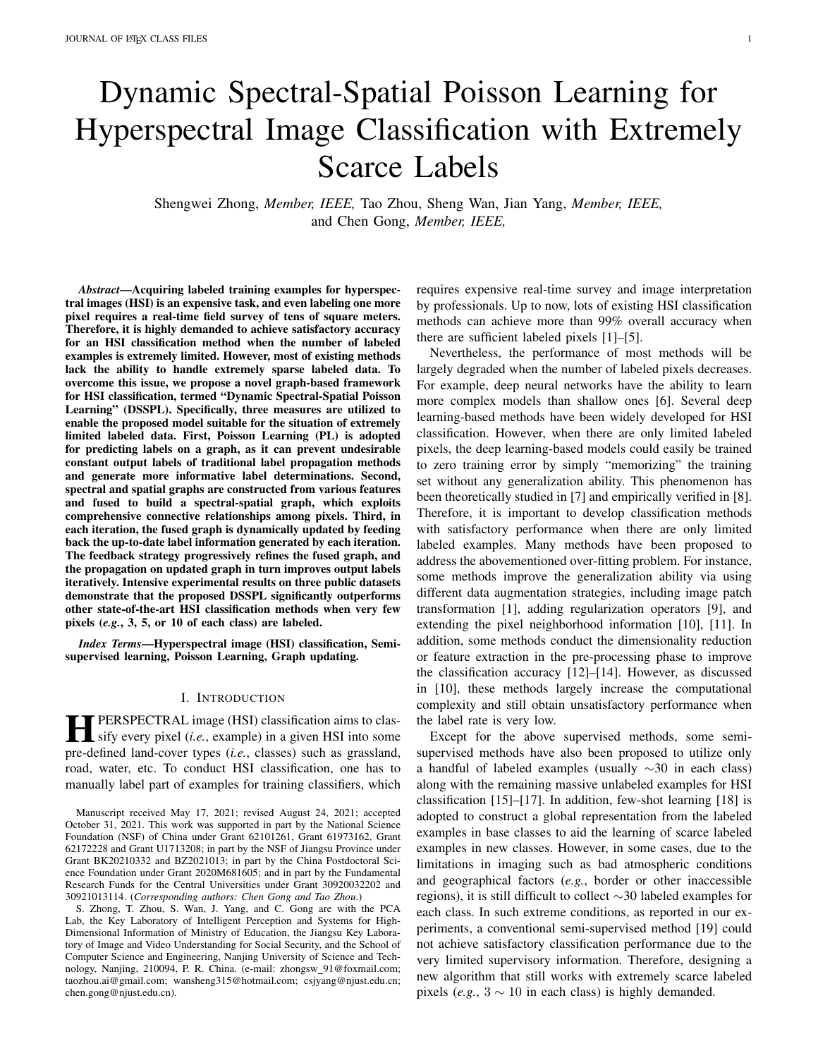# Dynamic Spectral-Spatial Poisson Learning for Hyperspectral Image Classification with Extremely Scarce Labels

Shengwei Zhong, *Member, IEEE,* Tao Zhou, Sheng Wan, Jian Yang, *Member, IEEE,* and Chen Gong, *Member, IEEE,*

***Abstract*—Acquiring labeled training examples for hyperspectral images (HSI) is an expensive task, and even labeling one more pixel requires a real-time field survey of tens of square meters. Therefore, it is highly demanded to achieve satisfactory accuracy for an HSI classification method when the number of labeled examples is extremely limited. However, most of existing methods lack the ability to handle extremely sparse labeled data. To overcome this issue, we propose a novel graph-based framework for HSI classification, termed "Dynamic Spectral-Spatial Poisson Learning" (DSSPL). Specifically, three measures are utilized to enable the proposed model suitable for the situation of extremely limited labeled data. First, Poisson Learning (PL) is adopted for predicting labels on a graph, as it can prevent undesirable constant output labels of traditional label propagation methods and generate more informative label determinations. Second, spectral and spatial graphs are constructed from various features and fused to build a spectral-spatial graph, which exploits comprehensive connective relationships among pixels. Third, in each iteration, the fused graph is dynamically updated by feeding back the up-to-date label information generated by each iteration. The feedback strategy progressively refines the fused graph, and the propagation on updated graph in turn improves output labels iteratively. Intensive experimental results on three public datasets demonstrate that the proposed DSSPL significantly outperforms other state-of-the-art HSI classification methods when very few pixels (*e.g.*, 3, 5, or 10 of each class) are labeled.**

***Index Terms*—Hyperspectral image (HSI) classification, Semi-supervised learning, Poisson Learning, Graph updating.**

## I. Introduction

Hyperspectral image (HSI) classification aims to classify every pixel (*i.e.*, example) in a given HSI into some pre-defined land-cover types (*i.e.*, classes) such as grassland, road, water, etc. To conduct HSI classification, one has to manually label part of examples for training classifiers, which requires expensive real-time survey and image interpretation by professionals. Up to now, lots of existing HSI classification methods can achieve more than 99% overall accuracy when there are sufficient labeled pixels [1]–[5].

Nevertheless, the performance of most methods will be largely degraded when the number of labeled pixels decreases. For example, deep neural networks have the ability to learn more complex models than shallow ones [6]. Several deep learning-based methods have been widely developed for HSI classification. However, when there are only limited labeled pixels, the deep learning-based models could easily be trained to zero training error by simply "memorizing" the training set without any generalization ability. This phenomenon has been theoretically studied in [7] and empirically verified in [8]. Therefore, it is important to develop classification methods with satisfactory performance when there are only limited labeled examples. Many methods have been proposed to address the abovementioned over-fitting problem. For instance, some methods improve the generalization ability via using different data augmentation strategies, including image patch transformation [1], adding regularization operators [9], and extending the pixel neighborhood information [10], [11]. In addition, some methods conduct the dimensionality reduction or feature extraction in the pre-processing phase to improve the classification accuracy [12]–[14]. However, as discussed in [10], these methods largely increase the computational complexity and still obtain unsatisfactory performance when the label rate is very low.

Except for the above supervised methods, some semi-supervised methods have also been proposed to utilize only a handful of labeled examples (usually $\sim$30 in each class) along with the remaining massive unlabeled examples for HSI classification [15]–[17]. In addition, few-shot learning [18] is adopted to construct a global representation from the labeled examples in base classes to aid the learning of scarce labeled examples in new classes. However, in some cases, due to the limitations in imaging such as bad atmospheric conditions and geographical factors (*e.g.*, border or other inaccessible regions), it is still difficult to collect $\sim$30 labeled examples for each class. In such extreme conditions, as reported in our experiments, a conventional semi-supervised method [19] could not achieve satisfactory classification performance due to the very limited supervisory information. Therefore, designing a new algorithm that still works with extremely scarce labeled pixels (*e.g.*, $3 \sim 10$ in each class) is highly demanded.

Manuscript received May 17, 2021; revised August 24, 2021; accepted October 31, 2021. This work was supported in part by the National Science Foundation (NSF) of China under Grant 62101261, Grant 61973162, Grant 62172228 and Grant U1713208; in part by the NSF of Jiangsu Province under Grant BK20210332 and BZ2021013; in part by the China Postdoctoral Science Foundation under Grant 2020M681605; and in part by the Fundamental Research Funds for the Central Universities under Grant 30920032202 and 30921013114. (*Corresponding authors: Chen Gong and Tao Zhou.*)

S. Zhong, T. Zhou, S. Wan, J. Yang, and C. Gong are with the PCA Lab, the Key Laboratory of Intelligent Perception and Systems for High-Dimensional Information of Ministry of Education, the Jiangsu Key Laboratory of Image and Video Understanding for Social Security, and the School of Computer Science and Engineering, Nanjing University of Science and Technology, Nanjing, 210094, P. R. China. (e-mail: zhongsw_91@foxmail.com; taozhou.ai@gmail.com; wansheng315@hotmail.com; csjyang@njust.edu.cn; chen.gong@njust.edu.cn).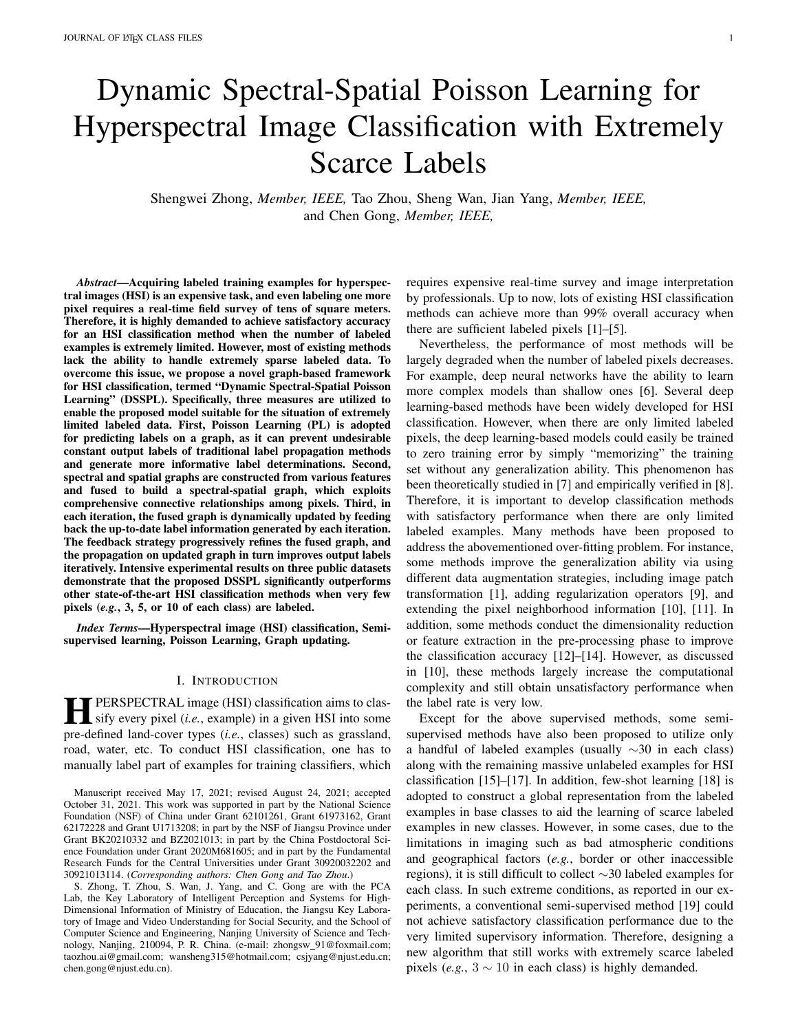# Dynamic Spectral-Spatial Poisson Learning for Hyperspectral Image Classification with Extremely Scarce Labels

Shengwei Zhong, *Member, IEEE,* Tao Zhou, Sheng Wan, Jian Yang, *Member, IEEE,* and Chen Gong, *Member, IEEE,*

***Abstract*—Acquiring labeled training examples for hyperspectral images (HSI) is an expensive task, and even labeling one more pixel requires a real-time field survey of tens of square meters. Therefore, it is highly demanded to achieve satisfactory accuracy for an HSI classification method when the number of labeled examples is extremely limited. However, most of existing methods lack the ability to handle extremely sparse labeled data. To overcome this issue, we propose a novel graph-based framework for HSI classification, termed "Dynamic Spectral-Spatial Poisson Learning" (DSSPL). Specifically, three measures are utilized to enable the proposed model suitable for the situation of extremely limited labeled data. First, Poisson Learning (PL) is adopted for predicting labels on a graph, as it can prevent undesirable constant output labels of traditional label propagation methods and generate more informative label determinations. Second, spectral and spatial graphs are constructed from various features and fused to build a spectral-spatial graph, which exploits comprehensive connective relationships among pixels. Third, in each iteration, the fused graph is dynamically updated by feeding back the up-to-date label information generated by each iteration. The feedback strategy progressively refines the fused graph, and the propagation on updated graph in turn improves output labels iteratively. Intensive experimental results on three public datasets demonstrate that the proposed DSSPL significantly outperforms other state-of-the-art HSI classification methods when very few pixels (*e.g.*, 3, 5, or 10 of each class) are labeled.**

***Index Terms*—Hyperspectral image (HSI) classification, Semi-supervised learning, Poisson Learning, Graph updating.**

## I. Introduction

**H**PERSPECTRAL image (HSI) classification aims to classify every pixel (*i.e.*, example) in a given HSI into some pre-defined land-cover types (*i.e.*, classes) such as grassland, road, water, etc. To conduct HSI classification, one has to manually label part of examples for training classifiers, which requires expensive real-time survey and image interpretation by professionals. Up to now, lots of existing HSI classification methods can achieve more than 99% overall accuracy when there are sufficient labeled pixels [1]–[5].

Nevertheless, the performance of most methods will be largely degraded when the number of labeled pixels decreases. For example, deep neural networks have the ability to learn more complex models than shallow ones [6]. Several deep learning-based methods have been widely developed for HSI classification. However, when there are only limited labeled pixels, the deep learning-based models could easily be trained to zero training error by simply "memorizing" the training set without any generalization ability. This phenomenon has been theoretically studied in [7] and empirically verified in [8]. Therefore, it is important to develop classification methods with satisfactory performance when there are only limited labeled examples. Many methods have been proposed to address the abovementioned over-fitting problem. For instance, some methods improve the generalization ability via using different data augmentation strategies, including image patch transformation [1], adding regularization operators [9], and extending the pixel neighborhood information [10], [11]. In addition, some methods conduct the dimensionality reduction or feature extraction in the pre-processing phase to improve the classification accuracy [12]–[14]. However, as discussed in [10], these methods largely increase the computational complexity and still obtain unsatisfactory performance when the label rate is very low.

Except for the above supervised methods, some semi-supervised methods have also been proposed to utilize only a handful of labeled examples (usually $\sim$30 in each class) along with the remaining massive unlabeled examples for HSI classification [15]–[17]. In addition, few-shot learning [18] is adopted to construct a global representation from the labeled examples in base classes to aid the learning of scarce labeled examples in new classes. However, in some cases, due to the limitations in imaging such as bad atmospheric conditions and geographical factors (*e.g.*, border or other inaccessible regions), it is still difficult to collect $\sim$30 labeled examples for each class. In such extreme conditions, as reported in our experiments, a conventional semi-supervised method [19] could not achieve satisfactory classification performance due to the very limited supervisory information. Therefore, designing a new algorithm that still works with extremely scarce labeled pixels (*e.g.*, $3 \sim 10$ in each class) is highly demanded.

Manuscript received May 17, 2021; revised August 24, 2021; accepted October 31, 2021. This work was supported in part by the National Science Foundation (NSF) of China under Grant 62101261, Grant 61973162, Grant 62172228 and Grant U1713208; in part by the NSF of Jiangsu Province under Grant BK20210332 and BZ2021013; in part by the China Postdoctoral Science Foundation under Grant 2020M681605; and in part by the Fundamental Research Funds for the Central Universities under Grant 30920032202 and 30921013114. (*Corresponding authors: Chen Gong and Tao Zhou.*)

S. Zhong, T. Zhou, S. Wan, J. Yang, and C. Gong are with the PCA Lab, the Key Laboratory of Intelligent Perception and Systems for High-Dimensional Information of Ministry of Education, the Jiangsu Key Laboratory of Image and Video Understanding for Social Security, and the School of Computer Science and Engineering, Nanjing University of Science and Technology, Nanjing, 210094, P. R. China. (e-mail: zhongsw_91@foxmail.com; taozhou.ai@gmail.com; wansheng315@hotmail.com; csjyang@njust.edu.cn; chen.gong@njust.edu.cn).